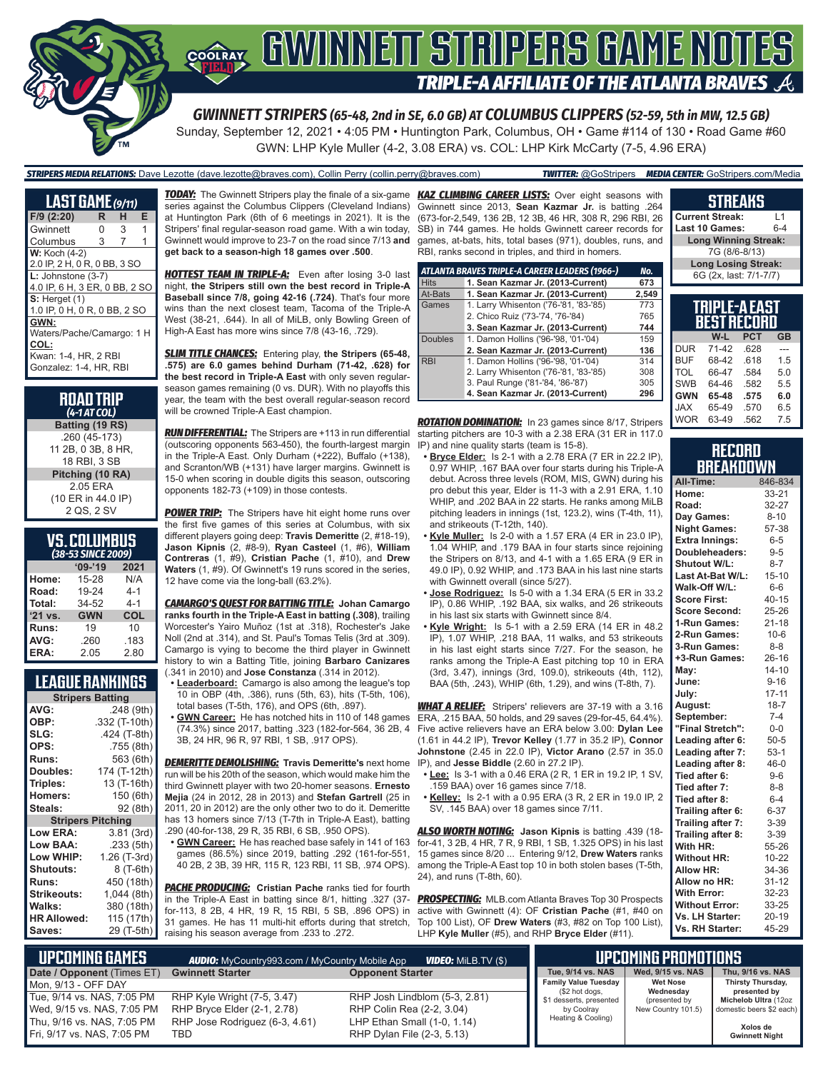# GWINNETT STRIPERS GAME NOTES

## TRIPLE-A AFFILIATE OF THE ATLANTA BRAVES

### GWINNETT STRIPERS (65-48, 2nd in SE, 6.0 GB) AT COLUMBUS CLIPPERS (52-59, 5th in MW, 12.5 GB)

Sunday, September 12, 2021 • 4:05 PM • Huntington Park, Columbus, OH • Game #114 of 130 • Road Game #60

GWN: LHP Kyle Muller (4-2, 3.08 ERA) vs. COL: LHP Kirk McCarty (7-5, 4.96 ERA)

**STRIPERS MEDIA RELATIONS:** Dave Lezotte (dave.lezotte@braves.com), Collin Perry (collin.perry@braves.com) **TWITTER:** @GoStripers **MEDIA CENTER:** GoStripers.com/Media

## LAST GAME (9/11)

| F/9 (2:20) | R | H | E |
|---|---|---|---|
| Gwinnett | 0 | 3 | 1 |
| Columbus | 3 | 7 | 1 |

**W:** Koch (4-2)
2.0 IP, 2 H, 0 R, 0 BB, 3 SO

**L:** Johnstone (3-7)
4.0 IP, 6 H, 3 ER, 0 BB, 2 SO

**S:** Herget (1)
1.0 IP, 0 H, 0 R, 0 BB, 2 SO

**GWN:**
Waters/Pache/Camargo: 1 H

**COL:**
Kwan: 1-4, HR, 2 RBI
Gonzalez: 1-4, HR, RBI

## ROAD TRIP
*(4-1 AT COL)*

**Batting (19 RS)**
.260 (45-173)
11 2B, 0 3B, 8 HR,
18 RBI, 3 SB

**Pitching (10 RA)**
2.05 ERA
(10 ER in 44.0 IP)
2 QS, 2 SV

## VS. COLUMBUS
*(38-53 SINCE 2009)*

| | '09-'19 | 2021 |
|---|---|---|
| Home: | 15-28 | N/A |
| Road: | 19-24 | 4-1 |
| Total: | 34-52 | 4-1 |
| '21 vs. | GWN | COL |
| Runs: | 19 | 10 |
| AVG: | .260 | .183 |
| ERA: | 2.05 | 2.80 |

## LEAGUE RANKINGS

| Stripers Batting | |
|---|---|
| AVG: | .248 (9th) |
| OBP: | .332 (T-10th) |
| SLG: | .424 (T-8th) |
| OPS: | .755 (8th) |
| Runs: | 563 (6th) |
| Doubles: | 174 (T-12th) |
| Triples: | 13 (T-16th) |
| Homers: | 150 (6th) |
| Steals: | 92 (8th) |
| **Stripers Pitching** | |
| Low ERA: | 3.81 (3rd) |
| Low BAA: | .233 (5th) |
| Low WHIP: | 1.26 (T-3rd) |
| Shutouts: | 8 (T-6th) |
| Runs: | 450 (18th) |
| Strikeouts: | 1,044 (8th) |
| Walks: | 380 (18th) |
| HR Allowed: | 115 (17th) |
| Saves: | 29 (T-5th) |

***TODAY:*** The Gwinnett Stripers play the finale of a six-game series against the Columbus Clippers (Cleveland Indians) at Huntington Park (6th of 6 meetings in 2021). It is the Stripers' final regular-season road game. With a win today, Gwinnett would improve to 23-7 on the road since 7/13 **and get back to a season-high 18 games over .500**.

***HOTTEST TEAM IN TRIPLE-A:*** Even after losing 3-0 last night, **the Stripers still own the best record in Triple-A Baseball since 7/8, going 42-16 (.724)**. That's four more wins than the next closest team, Tacoma of the Triple-A West (38-21, .644). In all of MiLB, only Bowling Green of High-A East has more wins since 7/8 (43-16, .729).

***SLIM TITLE CHANCES:*** Entering play, **the Stripers (65-48, .575) are 6.0 games behind Durham (71-42, .628) for the best record in Triple-A East** with only seven regular-season games remaining (0 vs. DUR). With no playoffs this year, the team with the best overall regular-season record will be crowned Triple-A East champion.

***RUN DIFFERENTIAL:*** The Stripers are +113 in run differential (outscoring opponents 563-450), the fourth-largest margin in the Triple-A East. Only Durham (+222), Buffalo (+138), and Scranton/WB (+131) have larger margins. Gwinnett is 15-0 when scoring in double digits this season, outscoring opponents 182-73 (+109) in those contests.

***POWER TRIP:*** The Stripers have hit eight home runs over the first five games of this series at Columbus, with six different players going deep: **Travis Demeritte** (2, #18-19), **Jason Kipnis** (2, #8-9), **Ryan Casteel** (1, #6), **William Contreras** (1, #9), **Cristian Pache** (1, #10), and **Drew Waters** (1, #9). Of Gwinnett's 19 runs scored in the series, 12 have come via the long-ball (63.2%).

***CAMARGO'S QUEST FOR BATTING TITLE:*** **Johan Camargo ranks fourth in the Triple-A East in batting (.308)**, trailing Worcester's Yairo Muñoz (1st at .318), Rochester's Jake Noll (2nd at .314), and St. Paul's Tomas Telis (3rd at .309). Camargo is vying to become the third player in Gwinnett history to win a Batting Title, joining **Barbaro Canizares** (.341 in 2010) and **Jose Constanza** (.314 in 2012).

- **Leaderboard:** Camargo is also among the league's top 10 in OBP (4th, .386), runs (5th, 63), hits (T-5th, 106), total bases (T-5th, 176), and OPS (6th, .897).
- **GWN Career:** He has notched hits in 110 of 148 games (74.3%) since 2017, batting .323 (182-for-564, 36 2B, 4 3B, 24 HR, 96 R, 97 RBI, 1 SB, .917 OPS).

***DEMERITTE DEMOLISHING:*** **Travis Demeritte's** next home run will be his 20th of the season, which would make him the third Gwinnett player with two 20-homer seasons. **Ernesto Mejia** (24 in 2012, 28 in 2013) and **Stefan Gartrell** (25 in 2011, 20 in 2012) are the only other two to do it. Demeritte has 13 homers since 7/13 (T-7th in Triple-A East), batting .290 (40-for-138, 29 R, 35 RBI, 6 SB, .950 OPS).

- **GWN Career:** He has reached base safely in 141 of 163 games (86.5%) since 2019, batting .292 (161-for-551, 40 2B, 2 3B, 39 HR, 115 R, 123 RBI, 11 SB, .974 OPS).

***PACHE PRODUCING:*** **Cristian Pache** ranks tied for fourth in the Triple-A East in batting since 8/1, hitting .327 (37-for-113, 8 2B, 4 HR, 19 R, 15 RBI, 5 SB, .896 OPS) in 31 games. He has 11 multi-hit efforts during that stretch, raising his season average from .233 to .272.

***KAZ CLIMBING CAREER LISTS:*** Over eight seasons with Gwinnett since 2013, **Sean Kazmar Jr.** is batting .264 (673-for-2,549, 136 2B, 12 3B, 46 HR, 308 R, 296 RBI, 26 SB) in 744 games. He holds Gwinnett career records for games, at-bats, hits, total bases (971), doubles, runs, and RBI, ranks second in triples, and third in homers.

| ATLANTA BRAVES TRIPLE-A CAREER LEADERS (1966-) | | No. |
|---|---|---|
| Hits | **1. Sean Kazmar Jr. (2013-Current)** | **673** |
| At-Bats | **1. Sean Kazmar Jr. (2013-Current)** | **2,549** |
| Games | 1. Larry Whisenton ('76-'81, '83-'85) | 773 |
| | 2. Chico Ruiz ('73-'74, '76-'84) | 765 |
| | **3. Sean Kazmar Jr. (2013-Current)** | **744** |
| Doubles | 1. Damon Hollins ('96-'98, '01-'04) | 159 |
| | **2. Sean Kazmar Jr. (2013-Current)** | **136** |
| RBI | 1. Damon Hollins ('96-'98, '01-'04) | 314 |
| | 2. Larry Whisenton ('76-'81, '83-'85) | 308 |
| | 3. Paul Runge ('81-'84, '86-'87) | 305 |
| | **4. Sean Kazmar Jr. (2013-Current)** | **296** |

***ROTATION DOMINATION:*** In 23 games since 8/17, Stripers starting pitchers are 10-3 with a 2.38 ERA (31 ER in 117.0 IP) and nine quality starts (team is 15-8).

- **Bryce Elder:** Is 2-1 with a 2.78 ERA (7 ER in 22.2 IP), 0.97 WHIP, .167 BAA over four starts during his Triple-A debut. Across three levels (ROM, MIS, GWN) during his pro debut this year, Elder is 11-3 with a 2.91 ERA, 1.10 WHIP, and .202 BAA in 22 starts. He ranks among MiLB pitching leaders in innings (1st, 123.2), wins (T-4th, 11), and strikeouts (T-12th, 140).
- **Kyle Muller:** Is 2-0 with a 1.57 ERA (4 ER in 23.0 IP), 1.04 WHIP, and .179 BAA in four starts since rejoining the Stripers on 8/13, and 4-1 with a 1.65 ERA (9 ER in 49.0 IP), 0.92 WHIP, and .173 BAA in his last nine starts with Gwinnett overall (since 5/27).
- **Jose Rodriguez:** Is 5-0 with a 1.34 ERA (5 ER in 33.2 IP), 0.86 WHIP, .192 BAA, six walks, and 26 strikeouts in his last six starts with Gwinnett since 8/4.
- **Kyle Wright:** Is 5-1 with a 2.59 ERA (14 ER in 48.2 IP), 1.07 WHIP, .218 BAA, 11 walks, and 53 strikeouts in his last eight starts since 7/27. For the season, he ranks among the Triple-A East pitching top 10 in ERA (3rd, 3.47), innings (3rd, 109.0), strikeouts (4th, 112), BAA (5th, .243), WHIP (6th, 1.29), and wins (T-8th, 7).

***WHAT A RELIEF:*** Stripers' relievers are 37-19 with a 3.16 ERA, .215 BAA, 50 holds, and 29 saves (29-for-45, 64.4%). Five active relievers have an ERA below 3.00: **Dylan Lee** (1.61 in 44.2 IP), **Trevor Kelley** (1.77 in 35.2 IP), **Connor Johnstone** (2.45 in 22.0 IP), **Victor Arano** (2.57 in 35.0 IP), and **Jesse Biddle** (2.60 in 27.2 IP).

- **Lee:** Is 3-1 with a 0.46 ERA (2 R, 1 ER in 19.2 IP, 1 SV, .159 BAA) over 16 games since 7/18.
- **Kelley:** Is 2-1 with a 0.95 ERA (3 R, 2 ER in 19.0 IP, 2 SV, .145 BAA) over 18 games since 7/11.

***ALSO WORTH NOTING:*** **Jason Kipnis** is batting .439 (18-for-41, 3 2B, 4 HR, 7 R, 9 RBI, 1 SB, 1.325 OPS) in his last 15 games since 8/20 ... Entering 9/12, **Drew Waters** ranks among the Triple-A East top 10 in both stolen bases (T-5th, 24), and runs (T-8th, 60).

***PROSPECTING:*** MLB.com Atlanta Braves Top 30 Prospects active with Gwinnett (4): OF **Cristian Pache** (#1, #40 on Top 100 List), OF **Drew Waters** (#3, #82 on Top 100 List), LHP **Kyle Muller** (#5), and RHP **Bryce Elder** (#11).

## STREAKS

| | |
|---|---|
| Current Streak: | L1 |
| Last 10 Games: | 6-4 |
| **Long Winning Streak:** | |
| 7G (8/6-8/13) | |
| **Long Losing Streak:** | |
| 6G (2x, last: 7/1-7/7) | |

## TRIPLE-A EAST BEST RECORD

| | W-L | PCT | GB |
|---|---|---|---|
| DUR | 71-42 | .628 | --- |
| BUF | 68-42 | .618 | 1.5 |
| TOL | 66-47 | .584 | 5.0 |
| SWB | 64-46 | .582 | 5.5 |
| **GWN** | **65-48** | **.575** | **6.0** |
| JAX | 65-49 | .570 | 6.5 |
| WOR | 63-49 | .562 | 7.5 |

## RECORD BREAKDOWN

| | |
|---|---|
| All-Time: | 846-834 |
| Home: | 33-21 |
| Road: | 32-27 |
| Day Games: | 8-10 |
| Night Games: | 57-38 |
| Extra Innings: | 6-5 |
| Doubleheaders: | 9-5 |
| Shutout W/L: | 8-7 |
| Last At-Bat W/L: | 15-10 |
| Walk-Off W/L: | 6-6 |
| Score First: | 40-15 |
| Score Second: | 25-26 |
| 1-Run Games: | 21-18 |
| 2-Run Games: | 10-6 |
| 3-Run Games: | 8-8 |
| +3-Run Games: | 26-16 |
| May: | 14-10 |
| June: | 9-16 |
| July: | 17-11 |
| August: | 18-7 |
| September: | 7-4 |
| "Final Stretch": | 0-0 |
| Leading after 6: | 50-5 |
| Leading after 7: | 53-1 |
| Leading after 8: | 46-0 |
| Tied after 6: | 9-6 |
| Tied after 7: | 8-8 |
| Tied after 8: | 6-4 |
| Trailing after 6: | 6-37 |
| Trailing after 7: | 3-39 |
| Trailing after 8: | 3-39 |
| With HR: | 55-26 |
| Without HR: | 10-22 |
| Allow HR: | 34-36 |
| Allow no HR: | 31-12 |
| With Error: | 32-23 |
| Without Error: | 33-25 |
| Vs. LH Starter: | 20-19 |
| Vs. RH Starter: | 45-29 |

## UPCOMING GAMES

**AUDIO:** MyCountry993.com / MyCountry Mobile App **VIDEO:** MiLB.TV ($)

| Date / Opponent (Times ET) | Gwinnett Starter | Opponent Starter |
|---|---|---|
| Mon, 9/13 - OFF DAY | | |
| Tue, 9/14 vs. NAS, 7:05 PM | RHP Kyle Wright (7-5, 3.47) | RHP Josh Lindblom (5-3, 2.81) |
| Wed, 9/15 vs. NAS, 7:05 PM | RHP Bryce Elder (2-1, 2.78) | RHP Colin Rea (2-2, 3.04) |
| Thu, 9/16 vs. NAS, 7:05 PM | RHP Jose Rodriguez (6-3, 4.61) | LHP Ethan Small (1-0, 1.14) |
| Fri, 9/17 vs. NAS, 7:05 PM | TBD | RHP Dylan File (2-3, 5.13) |

## UPCOMING PROMOTIONS

| Tue, 9/14 vs. NAS | Wed, 9/15 vs. NAS | Thu, 9/16 vs. NAS |
|---|---|---|
| **Family Value Tuesday** ($2 hot dogs, $1 desserts, presented by Coolray Heating & Cooling) | **Wet Nose Wednesday** (presented by New Country 101.5) | **Thirsty Thursday,** presented by **Michelob Ultra** (12oz domestic beers $2 each) **Xolos de Gwinnett Night** |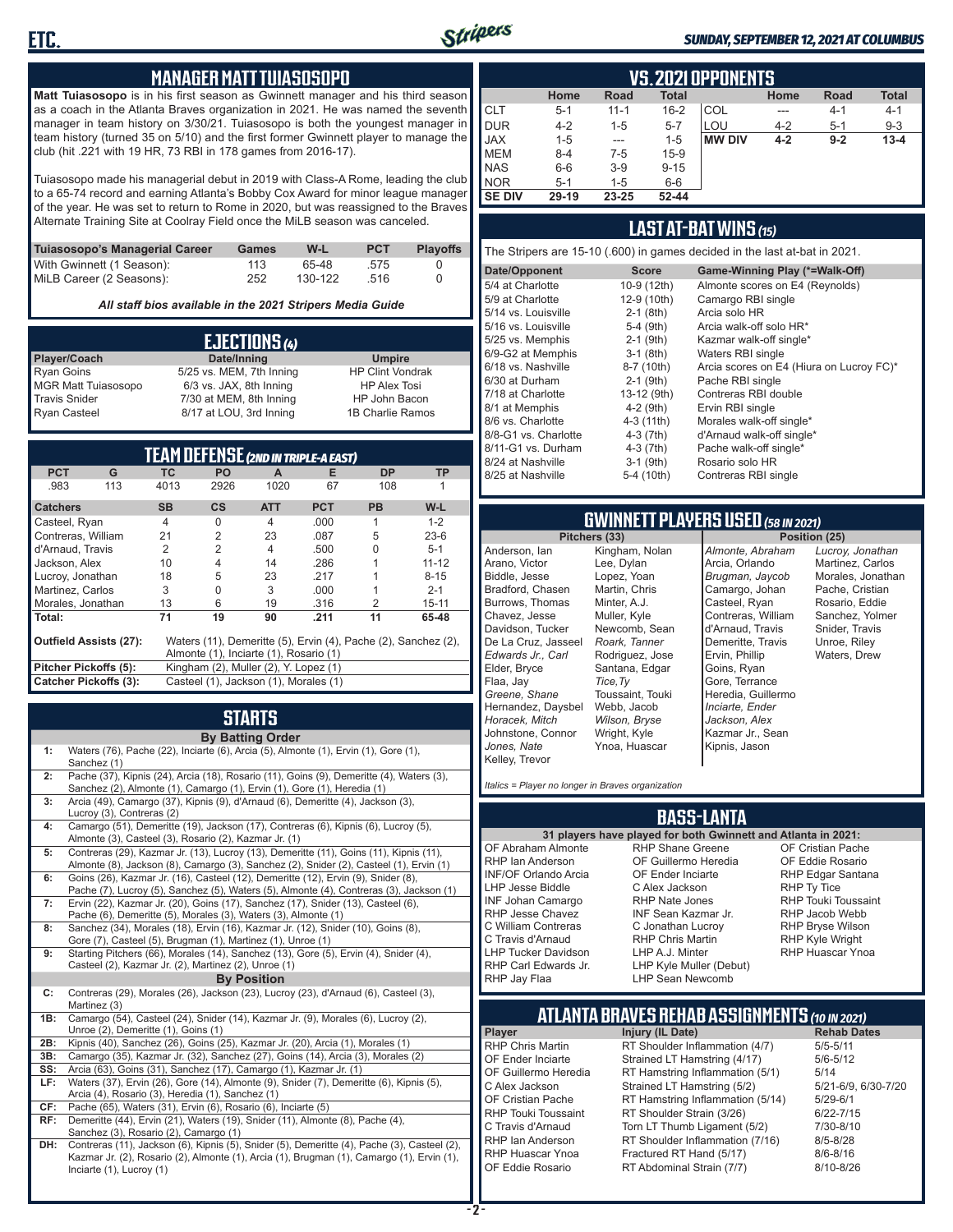## MANAGER MATT TUIASOSOPO

**Matt Tuiasosopo** is in his first season as Gwinnett manager and his third season as a coach in the Atlanta Braves organization in 2021. He was named the seventh manager in team history on 3/30/21. Tuiasosopo is both the youngest manager in team history (turned 35 on 5/10) and the first former Gwinnett player to manage the club (hit .221 with 19 HR, 73 RBI in 178 games from 2016-17).

Tuiasosopo made his managerial debut in 2019 with Class-A Rome, leading the club to a 65-74 record and earning Atlanta's Bobby Cox Award for minor league manager of the year. He was set to return to Rome in 2020, but was reassigned to the Braves Alternate Training Site at Coolray Field once the MiLB season was canceled.

| Tuiasosopo's Managerial Career | Games | W-L | PCT | Playoffs |
|---|---|---|---|---|
| With Gwinnett (1 Season): | 113 | 65-48 | .575 | 0 |
| MiLB Career (2 Seasons): | 252 | 130-122 | .516 | 0 |

*All staff bios available in the 2021 Stripers Media Guide*

## EJECTIONS (4)

| Player/Coach | Date/Inning | Umpire |
|---|---|---|
| Ryan Goins | 5/25 vs. MEM, 7th Inning | HP Clint Vondrak |
| MGR Matt Tuiasosopo | 6/3 vs. JAX, 8th Inning | HP Alex Tosi |
| Travis Snider | 7/30 at MEM, 8th Inning | HP John Bacon |
| Ryan Casteel | 8/17 at LOU, 3rd Inning | 1B Charlie Ramos |

## TEAM DEFENSE (2ND IN TRIPLE-A EAST)

| PCT | G | TC | PO | A | E | DP | TP |
|---|---|---|---|---|---|---|---|
| .983 | 113 | 4013 | 2926 | 1020 | 67 | 108 | 1 |

| Catchers | SB | CS | ATT | PCT | PB | W-L |
|---|---|---|---|---|---|---|
| Casteel, Ryan | 4 | 0 | 4 | .000 | 1 | 1-2 |
| Contreras, William | 21 | 2 | 23 | .087 | 5 | 23-6 |
| d'Arnaud, Travis | 2 | 2 | 4 | .500 | 0 | 5-1 |
| Jackson, Alex | 10 | 4 | 14 | .286 | 1 | 11-12 |
| Lucroy, Jonathan | 18 | 5 | 23 | .217 | 1 | 8-15 |
| Martinez, Carlos | 3 | 0 | 3 | .000 | 1 | 2-1 |
| Morales, Jonathan | 13 | 6 | 19 | .316 | 2 | 15-11 |
| **Total:** | **71** | **19** | **90** | **.211** | **11** | **65-48** |

**Outfield Assists (27):** Waters (11), Demeritte (5), Ervin (4), Pache (2), Sanchez (2), Almonte (1), Inciarte (1), Rosario (1)

**Pitcher Pickoffs (5):** Kingham (2), Muller (2), Y. Lopez (1)

**Catcher Pickoffs (3):** Casteel (1), Jackson (1), Morales (1)

## STARTS

**By Batting Order**

- **1:** Waters (76), Pache (22), Inciarte (6), Arcia (5), Almonte (1), Ervin (1), Gore (1), Sanchez (1)
- **2:** Pache (37), Kipnis (24), Arcia (18), Rosario (11), Goins (9), Demeritte (4), Waters (3), Sanchez (2), Almonte (1), Camargo (1), Ervin (1), Gore (1), Heredia (1)
- **3:** Arcia (49), Camargo (37), Kipnis (9), d'Arnaud (6), Demeritte (4), Jackson (3), Lucroy (3), Contreras (2)
- **4:** Camargo (51), Demeritte (19), Jackson (17), Contreras (6), Kipnis (6), Lucroy (5), Almonte (3), Casteel (3), Rosario (2), Kazmar Jr. (1)
- **5:** Contreras (29), Kazmar Jr. (13), Lucroy (13), Demeritte (11), Goins (11), Kipnis (11), Almonte (8), Jackson (8), Camargo (3), Sanchez (2), Snider (2), Casteel (1), Ervin (1)
- **6:** Goins (26), Kazmar Jr. (16), Casteel (12), Demeritte (12), Ervin (9), Snider (8), Pache (7), Lucroy (5), Sanchez (5), Waters (5), Almonte (4), Contreras (3), Jackson (1)
- **7:** Ervin (22), Kazmar Jr. (20), Goins (17), Sanchez (17), Snider (13), Casteel (6), Pache (6), Demeritte (5), Morales (3), Waters (3), Almonte (1)
- **8:** Sanchez (34), Morales (18), Ervin (16), Kazmar Jr. (12), Snider (10), Goins (8), Gore (7), Casteel (5), Brugman (1), Martinez (1), Unroe (1)
- **9:** Starting Pitchers (66), Morales (14), Sanchez (13), Gore (5), Ervin (4), Snider (4), Casteel (2), Kazmar Jr. (2), Martinez (2), Unroe (1)

**By Position**

- **C:** Contreras (29), Morales (26), Jackson (23), Lucroy (23), d'Arnaud (6), Casteel (3), Martinez (3)
- **1B:** Camargo (54), Casteel (24), Snider (14), Kazmar Jr. (9), Morales (6), Lucroy (2), Unroe (2), Demeritte (1), Goins (1)
- **2B:** Kipnis (40), Sanchez (26), Goins (25), Kazmar Jr. (20), Arcia (1), Morales (1)
- **3B:** Camargo (35), Kazmar Jr. (32), Sanchez (27), Goins (14), Arcia (3), Morales (2)
- **SS:** Arcia (63), Goins (31), Sanchez (17), Camargo (1), Kazmar Jr. (1)
- **LF:** Waters (37), Ervin (26), Gore (14), Almonte (9), Snider (7), Demeritte (6), Kipnis (5), Arcia (4), Rosario (3), Heredia (1), Sanchez (1)
- **CF:** Pache (65), Waters (31), Ervin (6), Rosario (6), Inciarte (5)
- **RF:** Demeritte (44), Ervin (21), Waters (19), Snider (11), Almonte (8), Pache (4), Sanchez (3), Rosario (2), Camargo (1)
- **DH:** Contreras (11), Jackson (6), Kipnis (5), Snider (5), Demeritte (4), Pache (3), Casteel (2), Kazmar Jr. (2), Rosario (2), Almonte (1), Arcia (1), Brugman (1), Camargo (1), Ervin (1), Inciarte (1), Lucroy (1)

## VS. 2021 OPPONENTS

| | Home | Road | Total | | Home | Road | Total |
|---|---|---|---|---|---|---|---|
| CLT | 5-1 | 11-1 | 16-2 | COL | --- | 4-1 | 4-1 |
| DUR | 4-2 | 1-5 | 5-7 | LOU | 4-2 | 5-1 | 9-3 |
| JAX | 1-5 | --- | 1-5 | **MW DIV** | **4-2** | **9-2** | **13-4** |
| MEM | 8-4 | 7-5 | 15-9 | | | | |
| NAS | 6-6 | 3-9 | 9-15 | | | | |
| NOR | 5-1 | 1-5 | 6-6 | | | | |
| **SE DIV** | **29-19** | **23-25** | **52-44** | | | | |

## LAST AT-BAT WINS (15)

The Stripers are 15-10 (.600) in games decided in the last at-bat in 2021.

| Date/Opponent | Score | Game-Winning Play (*=Walk-Off) |
|---|---|---|
| 5/4 at Charlotte | 10-9 (12th) | Almonte scores on E4 (Reynolds) |
| 5/9 at Charlotte | 12-9 (10th) | Camargo RBI single |
| 5/14 vs. Louisville | 2-1 (8th) | Arcia solo HR |
| 5/16 vs. Louisville | 5-4 (9th) | Arcia walk-off solo HR* |
| 5/25 vs. Memphis | 2-1 (9th) | Kazmar walk-off single* |
| 6/9-G2 at Memphis | 3-1 (8th) | Waters RBI single |
| 6/18 vs. Nashville | 8-7 (10th) | Arcia scores on E4 (Hiura on Lucroy FC)* |
| 6/30 at Durham | 2-1 (9th) | Pache RBI single |
| 7/18 at Charlotte | 13-12 (9th) | Contreras RBI double |
| 8/1 at Memphis | 4-2 (9th) | Ervin RBI single |
| 8/6 vs. Charlotte | 4-3 (11th) | Morales walk-off single* |
| 8/8-G1 vs. Charlotte | 4-3 (7th) | d'Arnaud walk-off single* |
| 8/11-G1 vs. Durham | 4-3 (7th) | Pache walk-off single* |
| 8/24 at Nashville | 3-1 (9th) | Rosario solo HR |
| 8/25 at Nashville | 5-4 (10th) | Contreras RBI single |

## GWINNETT PLAYERS USED (58 IN 2021)

| Pitchers (33) | | Position (25) | |
|---|---|---|---|
| Anderson, Ian | Kingham, Nolan | *Almonte, Abraham* | *Lucroy, Jonathan* |
| Arano, Victor | Lee, Dylan | Arcia, Orlando | Martinez, Carlos |
| Biddle, Jesse | Lopez, Yoan | *Brugman, Jaycob* | Morales, Jonathan |
| Bradford, Chasen | Martin, Chris | Camargo, Johan | Pache, Cristian |
| Burrows, Thomas | Minter, A.J. | Casteel, Ryan | Rosario, Eddie |
| Chavez, Jesse | Muller, Kyle | Contreras, William | Sanchez, Yolmer |
| Davidson, Tucker | Newcomb, Sean | d'Arnaud, Travis | Snider, Travis |
| De La Cruz, Jasseel | *Roark, Tanner* | Demeritte, Travis | Unroe, Riley |
| *Edwards Jr., Carl* | Rodriguez, Jose | Ervin, Phillip | Waters, Drew |
| Elder, Bryce | Santana, Edgar | Goins, Ryan | |
| Flaa, Jay | *Tice, Ty* | Gore, Terrance | |
| *Greene, Shane* | Toussaint, Touki | Heredia, Guillermo | |
| Hernandez, Daysbel | Webb, Jacob | *Inciarte, Ender* | |
| *Horacek, Mitch* | *Wilson, Bryse* | *Jackson, Alex* | |
| Johnstone, Connor | Wright, Kyle | Kazmar Jr., Sean | |
| *Jones, Nate* | Ynoa, Huascar | Kipnis, Jason | |
| Kelley, Trevor | | | |

*Italics = Player no longer in Braves organization*

## BASS-LANTA

**31 players have played for both Gwinnett and Atlanta in 2021:**

| | | |
|---|---|---|
| OF Abraham Almonte | RHP Shane Greene | OF Cristian Pache |
| RHP Ian Anderson | OF Guillermo Heredia | OF Eddie Rosario |
| INF/OF Orlando Arcia | OF Ender Inciarte | RHP Edgar Santana |
| LHP Jesse Biddle | C Alex Jackson | RHP Ty Tice |
| INF Johan Camargo | RHP Nate Jones | RHP Touki Toussaint |
| RHP Jesse Chavez | INF Sean Kazmar Jr. | RHP Jacob Webb |
| C William Contreras | C Jonathan Lucroy | RHP Bryse Wilson |
| C Travis d'Arnaud | RHP Chris Martin | RHP Kyle Wright |
| LHP Tucker Davidson | LHP A.J. Minter | RHP Huascar Ynoa |
| RHP Carl Edwards Jr. | LHP Kyle Muller (Debut) | |
| RHP Jay Flaa | LHP Sean Newcomb | |

## ATLANTA BRAVES REHAB ASSIGNMENTS (10 IN 2021)

| Player | Injury (IL Date) | Rehab Dates |
|---|---|---|
| RHP Chris Martin | RT Shoulder Inflammation (4/7) | 5/5-5/11 |
| OF Ender Inciarte | Strained LT Hamstring (4/17) | 5/6-5/12 |
| OF Guillermo Heredia | RT Hamstring Inflammation (5/1) | 5/14 |
| C Alex Jackson | Strained LT Hamstring (5/2) | 5/21-6/9, 6/30-7/20 |
| OF Cristian Pache | RT Hamstring Inflammation (5/14) | 5/29-6/1 |
| RHP Touki Toussaint | RT Shoulder Strain (3/26) | 6/22-7/15 |
| C Travis d'Arnaud | Torn LT Thumb Ligament (5/2) | 7/30-8/10 |
| RHP Ian Anderson | RT Shoulder Inflammation (7/16) | 8/5-8/28 |
| RHP Huascar Ynoa | Fractured RT Hand (5/17) | 8/6-8/16 |
| OF Eddie Rosario | RT Abdominal Strain (7/7) | 8/10-8/26 |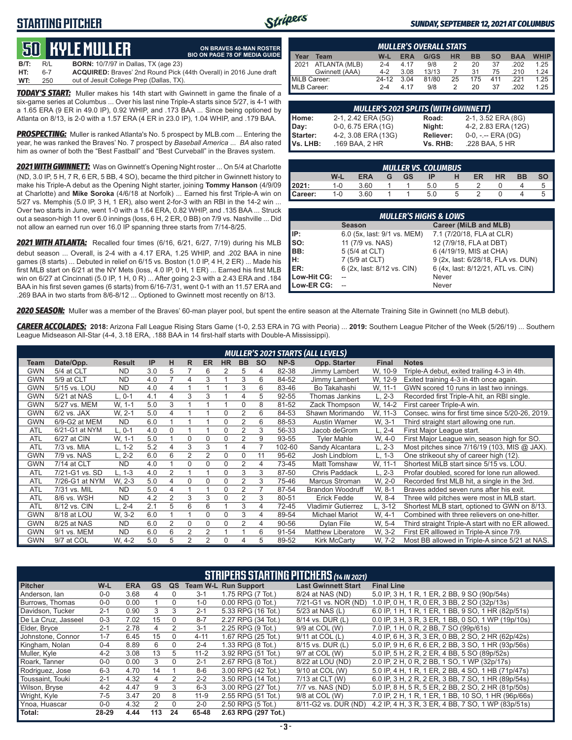## STARTING PITCHER

**SUNDAY, SEPTEMBER 12, 2021 AT COLUMBUS**

# 50 KYLE MULLER

**ON BRAVES 40-MAN ROSTER**
**BIO ON PAGE 78 OF MEDIA GUIDE**

**B/T:** R/L **BORN:** 10/7/97 in Dallas, TX (age 23)
**HT:** 6-7 **ACQUIRED:** Braves' 2nd Round Pick (44th Overall) in 2016 June draft
**WT:** 250 out of Jesuit College Prep (Dallas, TX).

***TODAY'S START:*** Muller makes his 14th start with Gwinnett in game the finale of a six-game series at Columbus ... Over his last nine Triple-A starts since 5/27, is 4-1 with a 1.65 ERA (9 ER in 49.0 IP), 0.92 WHIP, and .173 BAA ... Since being optioned by Atlanta on 8/13, is 2-0 with a 1.57 ERA (4 ER in 23.0 IP), 1.04 WHIP, and .179 BAA.

***PROSPECTING:*** Muller is ranked Atlanta's No. 5 prospect by MLB.com ... Entering the year, he was ranked the Braves' No. 7 prospect by *Baseball America* ... *BA* also rated him as owner of both the "Best Fastball" and "Best Curveball" in the Braves system.

***2021 WITH GWINNETT:*** Was on Gwinnett's Opening Night roster ... On 5/4 at Charlotte (ND, 3.0 IP, 5 H, 7 R, 6 ER, 5 BB, 4 SO), became the third pitcher in Gwinnett history to make his Triple-A debut as the Opening Night starter, joining **Tommy Hanson** (4/9/09 at Charlotte) and **Mike Soroka** (4/6/18 at Norfolk) ... Earned his first Triple-A win on 5/27 vs. Memphis (5.0 IP, 3 H, 1 ER), also went 2-for-3 with an RBI in the 14-2 win ... Over two starts in June, went 1-0 with a 1.64 ERA, 0.82 WHIP, and .135 BAA ... Struck out a season-high 11 over 6.0 innings (loss, 6 H, 2 ER, 0 BB) on 7/9 vs. Nashville ... Did not allow an earned run over 16.0 IP spanning three starts from 7/14-8/25.

***2021 WITH ATLANTA:*** Recalled four times (6/16, 6/21, 6/27, 7/19) during his MLB debut season ... Overall, is 2-4 with a 4.17 ERA, 1.25 WHIP, and .202 BAA in nine games (8 starts) ... Debuted in relief on 6/15 vs. Boston (1.0 IP, 4 H, 2 ER) ... Made his first MLB start on 6/21 at the NY Mets (loss, 4.0 IP, 0 H, 1 ER) ... Earned his first MLB win on 6/27 at Cincinnati (5.0 IP, 1 H, 0 R) ... After going 2-3 with a 2.43 ERA and .184 BAA in his first seven games (6 starts) from 6/16-7/31, went 0-1 with an 11.57 ERA and .269 BAA in two starts from 8/6-8/12 ... Optioned to Gwinnett most recently on 8/13.

### MULLER'S OVERALL STATS

| Year | Team | W-L | ERA | G/GS | HR | BB | SO | BAA | WHIP |
|---|---|---|---|---|---|---|---|---|---|
| 2021 | ATLANTA (MLB) | 2-4 | 4.17 | 9/8 | 2 | 20 | 37 | .202 | 1.25 |
| | Gwinnett (AAA) | 4-2 | 3.08 | 13/13 | 7 | 31 | 75 | .210 | 1.24 |
| MiLB Career: | | 24-12 | 3.04 | 81/80 | 25 | 175 | 411 | .221 | 1.25 |
| MLB Career: | | 2-4 | 4.17 | 9/8 | 2 | 20 | 37 | .202 | 1.25 |

### MULLER'S 2021 SPLITS (WITH GWINNETT)

| | | | |
|---|---|---|---|
| Home: | 2-1, 2.42 ERA (5G) | Road: | 2-1, 3.52 ERA (8G) |
| Day: | 0-0, 6.75 ERA (1G) | Night: | 4-2, 2.83 ERA (12G) |
| Starter: | 4-2, 3.08 ERA (13G) | Reliever: | 0-0, -.-- ERA (0G) |
| Vs. LHB: | .169 BAA, 2 HR | Vs. RHB: | .228 BAA, 5 HR |

### MULLER VS. COLUMBUS

| | W-L | ERA | G | GS | IP | H | ER | HR | BB | SO |
|---|---|---|---|---|---|---|---|---|---|---|
| 2021: | 1-0 | 3.60 | 1 | 1 | 5.0 | 5 | 2 | 0 | 4 | 5 |
| Career: | 1-0 | 3.60 | 1 | 1 | 5.0 | 5 | 2 | 0 | 4 | 5 |

### MULLER'S HIGHS & LOWS

| | Season | Career (MiLB and MLB) |
|---|---|---|
| IP: | 6.0 (5x, last: 9/1 vs. MEM) | 7.1 (7/20/18, FLA at CLR) |
| SO: | 11 (7/9 vs. NAS) | 12 (7/9/18, FLA at DBT) |
| BB: | 5 (5/4 at CLT) | 6 (4/19/19, MIS at CHA) |
| H: | 7 (5/9 at CLT) | 9 (2x, last: 6/28/18, FLA vs. DUN) |
| ER: | 6 (2x, last: 8/12 vs. CIN) | 6 (4x, last: 8/12/21, ATL vs. CIN) |
| Low-Hit CG: | -- | Never |
| Low-ER CG: | -- | Never |

***2020 SEASON:*** Muller was a member of the Braves' 60-man player pool, but spent the entire season at the Alternate Training Site in Gwinnett (no MLB debut).

***CAREER ACCOLADES:*** **2018:** Arizona Fall League Rising Stars Game (1-0, 2.53 ERA in 7G with Peoria) ... **2019:** Southern League Pitcher of the Week (5/26/19) ... Southern League Midseason All-Star (4-4, 3.18 ERA, .188 BAA in 14 first-half starts with Double-A Mississippi).

### MULLER'S 2021 STARTS (ALL LEVELS)

| Team | Date/Opp. | Result | IP | H | R | ER | HR | BB | SO | NP-S | Opp. Starter | Final | Notes |
|---|---|---|---|---|---|---|---|---|---|---|---|---|---|
| GWN | 5/4 at CLT | ND | 3.0 | 5 | 7 | 6 | 2 | 5 | 4 | 82-38 | Jimmy Lambert | W, 10-9 | Triple-A debut, exited trailing 4-3 in 4th. |
| GWN | 5/9 at CLT | ND | 4.0 | 7 | 4 | 3 | 1 | 3 | 6 | 84-52 | Jimmy Lambert | W, 12-9 | Exited training 4-3 in 4th once again. |
| GWN | 5/15 vs. LOU | ND | 4.0 | 4 | 1 | 1 | 1 | 3 | 6 | 83-46 | Bo Takahashi | W, 11-1 | GWN scored 10 runs in last two innings. |
| GWN | 5/21 at NAS | L, 0-1 | 4.1 | 4 | 3 | 3 | 1 | 4 | 5 | 92-55 | Thomas Jankins | L, 2-3 | Recorded first Triple-A hit, an RBI single. |
| GWN | 5/27 vs. MEM | W, 1-1 | 5.0 | 3 | 1 | 1 | 1 | 0 | 8 | 81-52 | Zack Thompson | W, 14-2 | First career Triple-A win. |
| GWN | 6/2 vs. JAX | W, 2-1 | 5.0 | 4 | 1 | 1 | 0 | 2 | 6 | 84-53 | Shawn Morimando | W, 11-3 | Consec. wins for first time since 5/20-26, 2019. |
| GWN | 6/9-G2 at MEM | ND | 6.0 | 1 | 1 | 1 | 0 | 2 | 6 | 88-53 | Austin Warner | W, 3-1 | Third straight start allowing one run. |
| ATL | 6/21-G1 at NYM | L, 0-1 | 4.0 | 0 | 1 | 1 | 0 | 2 | 3 | 56-33 | Jacob deGrom | L, 2-4 | First Major League start. |
| ATL | 6/27 at CIN | W, 1-1 | 5.0 | 1 | 0 | 0 | 0 | 2 | 9 | 93-55 | Tyler Mahle | W, 4-0 | First Major League win, season high for SO. |
| ATL | 7/3 vs. MIA | L, 1-2 | 5.2 | 4 | 3 | 3 | 1 | 4 | 7 | 102-60 | Sandy Alcantara | L, 2-3 | Most pitches since 7/16/19 (103, MIS @ JAX). |
| GWN | 7/9 vs. NAS | L, 2-2 | 6.0 | 6 | 2 | 2 | 0 | 0 | 11 | 95-62 | Josh Lindblom | L, 1-3 | One strikeout shy of career high (12). |
| GWN | 7/14 at CLT | ND | 4.0 | 1 | 0 | 0 | 0 | 2 | 4 | 73-45 | Matt Tomshaw | W, 11-1 | Shortest MiLB start since 5/15 vs. LOU. |
| ATL | 7/21-G1 vs. SD | L, 1-3 | 4.0 | 2 | 1 | 1 | 0 | 3 | 3 | 87-50 | Chris Paddack | L, 2-3 | Profar doubled, scored for lone run allowed. |
| ATL | 7/26-G1 at NYM | W, 2-3 | 5.0 | 4 | 0 | 0 | 0 | 2 | 3 | 75-46 | Marcus Stroman | W, 2-0 | Recorded first MLB hit, a single in the 3rd. |
| ATL | 7/31 vs. MIL | ND | 5.0 | 4 | 1 | 1 | 0 | 2 | 7 | 87-54 | Brandon Woodruff | W, 8-1 | Braves added seven runs after his exit. |
| ATL | 8/6 vs. WSH | ND | 4.2 | 2 | 3 | 3 | 0 | 2 | 3 | 80-51 | Erick Fedde | W, 8-4 | Three wild pitches were most in MLB start. |
| ATL | 8/12 vs. CIN | L, 2-4 | 2.1 | 5 | 6 | 6 | 1 | 3 | 4 | 72-45 | Vladimir Gutierrez | L, 3-12 | Shortest MLB start, optioned to GWN on 8/13. |
| GWN | 8/18 at LOU | W, 3-2 | 6.0 | 1 | 1 | 0 | 0 | 3 | 4 | 89-54 | Michael Mariot | W, 4-1 | Combined with three relievers on one-hitter. |
| GWN | 8/25 at NAS | ND | 6.0 | 2 | 0 | 0 | 0 | 2 | 4 | 90-56 | Dylan File | W, 5-4 | Third straight Triple-A start with no ER allowed. |
| GWN | 9/1 vs. MEM | ND | 6.0 | 6 | 2 | 2 | 1 | 1 | 6 | 91-54 | Matthew Liberatore | W, 3-2 | First ER alllowed in Triple-A since 7/9. |
| GWN | 9/7 at COL | W, 4-2 | 5.0 | 5 | 2 | 2 | 0 | 4 | 5 | 89-52 | Kirk McCarty | W, 7-2 | Most BB allowed in Triple-A since 5/21 at NAS. |

### STRIPERS STARTING PITCHERS *(14 IN 2021)*

| Pitcher | W-L | ERA | GS | QS | Team W-L | Run Support | Last Gwinnett Start | Final Line |
|---|---|---|---|---|---|---|---|---|
| Anderson, Ian | 0-0 | 3.68 | 4 | 0 | 3-1 | 1.75 RPG (7 Tot.) | 8/24 at NAS (ND) | 5.0 IP, 3 H, 1 R, 1 ER, 2 BB, 9 SO (90p/54s) |
| Burrows, Thomas | 0-0 | 0.00 | 1 | 0 | 1-0 | 0.00 RPG (0 Tot.) | 7/21-G1 vs. NOR (ND) | 1.0 IP, 0 H, 1 R, 0 ER, 3 BB, 2 SO (32p/13s) |
| Davidson, Tucker | 2-1 | 0.90 | 3 | 3 | 2-1 | 5.33 RPG (16 Tot.) | 5/23 at NAS (L) | 6.0 IP, 1 H, 1 R, 1 ER, 1 BB, 9 SO, 1 HR (82p/51s) |
| De La Cruz, Jasseel | 0-3 | 7.02 | 15 | 0 | 8-7 | 2.27 RPG (34 Tot.) | 8/14 vs. DUR (L) | 0.0 IP, 3 H, 3 R, 3 ER, 1 BB, 0 SO, 1 WP (19p/10s) |
| Elder, Bryce | 2-1 | 2.78 | 4 | 2 | 3-1 | 2.25 RPG (9 Tot.) | 9/9 at COL (W) | 7.0 IP, 1 H, 0 R, 2 BB, 7 SO (99p/61s) |
| Johnstone, Connor | 1-7 | 6.45 | 15 | 0 | 4-11 | 1.67 RPG (25 Tot.) | 9/11 at COL (L) | 4.0 IP, 6 H, 3 R, 3 ER, 0 BB, 2 SO, 2 HR (62p/42s) |
| Kingham, Nolan | 0-4 | 8.89 | 6 | 0 | 2-4 | 1.33 RPG (8 Tot.) | 8/15 vs. DUR (L) | 5.0 IP, 9 H, 6 R, 6 ER, 2 BB, 3 SO, 1 HR (93p/56s) |
| Muller, Kyle | 4-2 | 3.08 | 13 | 5 | 11-2 | 3.92 RPG (51 Tot.) | 9/7 at COL (W) | 5.0 IP, 5 H, 2 R, 2 ER, 4 BB, 5 SO (89p/52s) |
| Roark, Tanner | 0-0 | 0.00 | 3 | 0 | 2-1 | 2.67 RPG (8 Tot.) | 8/22 at LOU (ND) | 2.0 IP, 2 H, 0 R, 2 BB, 1 SO, 1 WP (32p/17s) |
| Rodriguez, Jose | 6-3 | 4.70 | 14 | 1 | 8-6 | 3.00 RPG (42 Tot.) | 9/10 at COL (W) | 5.0 IP, 4 H, 1 R, 1 ER, 2 BB, 4 SO, 1 HB (71p/47s) |
| Toussaint, Touki | 2-1 | 4.32 | 4 | 2 | 2-2 | 3.50 RPG (14 Tot.) | 7/13 at CLT (W) | 6.0 IP, 3 H, 2 R, 2 ER, 3 BB, 7 SO, 1 HR (89p/54s) |
| Wilson, Bryse | 4-2 | 4.47 | 9 | 3 | 6-3 | 3.00 RPG (27 Tot.) | 7/7 vs. NAS (ND) | 5.0 IP, 8 H, 5 R, 5 ER, 2 BB, 2 SO, 2 HR (81p/50s) |
| Wright, Kyle | 7-5 | 3.47 | 20 | 8 | 11-9 | 2.55 RPG (51 Tot.) | 9/8 at COL (W) | 7.0 IP, 2 H, 1 R, 1 ER, 1 BB, 10 SO, 1 HR (96p/66s) |
| Ynoa, Huascar | 0-0 | 4.32 | 2 | 0 | 2-0 | 2.50 RPG (5 Tot.) | 8/11-G2 vs. DUR (ND) | 4.2 IP, 4 H, 3 R, 3 ER, 4 BB, 7 SO, 1 WP (83p/51s) |
| **Total:** | **28-29** | **4.44** | **113** | **24** | **65-48** | **2.63 RPG (297 Tot.)** | | |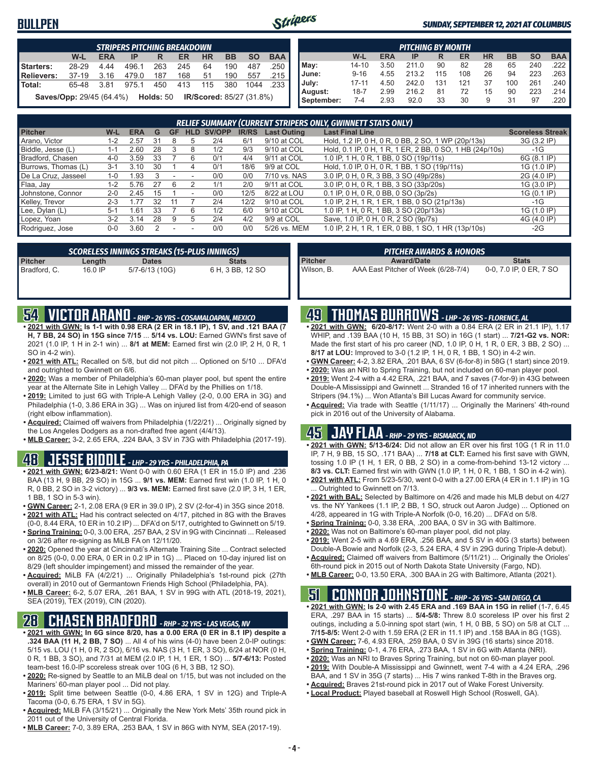# BULLPEN

**SUNDAY, SEPTEMBER 12, 2021 AT COLUMBUS**

| STRIPERS PITCHING BREAKDOWN | | | | | | | | | |
|---|---|---|---|---|---|---|---|---|---|
| | W-L | ERA | IP | R | ER | HR | BB | SO | BAA |
| Starters: | 28-29 | 4.44 | 496.1 | 263 | 245 | 64 | 190 | 487 | .250 |
| Relievers: | 37-19 | 3.16 | 479.0 | 187 | 168 | 51 | 190 | 557 | .215 |
| Total: | 65-48 | 3.81 | 975.1 | 450 | 413 | 115 | 380 | 1044 | .233 |

**Saves/Opp:** 29/45 (64.4%) **Holds:** 50 **IR/Scored:** 85/27 (31.8%)

| PITCHING BY MONTH | | | | | | | | | |
|---|---|---|---|---|---|---|---|---|---|
| | W-L | ERA | IP | R | ER | HR | BB | SO | BAA |
| May: | 14-10 | 3.50 | 211.0 | 90 | 82 | 28 | 65 | 240 | .222 |
| June: | 9-16 | 4.55 | 213.2 | 115 | 108 | 26 | 94 | 223 | .263 |
| July: | 17-11 | 4.50 | 242.0 | 131 | 121 | 37 | 100 | 261 | .240 |
| August: | 18-7 | 2.99 | 216.2 | 81 | 72 | 15 | 90 | 223 | .214 |
| September: | 7-4 | 2.93 | 92.0 | 33 | 30 | 9 | 31 | 97 | .220 |

### RELIEF SUMMARY (CURRENT STRIPERS ONLY, GWINNETT STATS ONLY)

| Pitcher | W-L | ERA | G | GF | HLD | SV/OPP | IR/RS | Last Outing | Last Final Line | Scoreless Streak |
|---|---|---|---|---|---|---|---|---|---|---|
| Arano, Victor | 1-2 | 2.57 | 31 | 8 | 5 | 2/4 | 6/1 | 9/10 at COL | Hold, 1.2 IP, 0 H, 0 R, 0 BB, 2 SO, 1 WP (20p/13s) | 3G (3.2 IP) |
| Biddle, Jesse (L) | 1-1 | 2.60 | 28 | 3 | 8 | 1/2 | 9/3 | 9/10 at COL | Hold, 0.1 IP, 0 H, 1 R, 1 ER, 2 BB, 0 SO, 1 HB (24p/10s) | -1G |
| Bradford, Chasen | 4-0 | 3.59 | 33 | 7 | 6 | 0/1 | 4/4 | 9/11 at COL | 1.0 IP, 1 H, 0 R, 1 BB, 0 SO (19p/11s) | 6G (8.1 IP) |
| Burrows, Thomas (L) | 3-1 | 3.10 | 30 | 1 | 4 | 0/1 | 18/6 | 9/9 at COL | Hold, 1.0 IP, 0 H, 0 R, 1 BB, 1 SO (19p/11s) | 1G (1.0 IP) |
| De La Cruz, Jasseel | 1-0 | 1.93 | 3 | - | - | 0/0 | 0/0 | 7/10 vs. NAS | 3.0 IP, 0 H, 0 R, 3 BB, 3 SO (49p/28s) | 2G (4.0 IP) |
| Flaa, Jay | 1-2 | 5.76 | 27 | 6 | 2 | 1/1 | 2/0 | 9/11 at COL | 3.0 IP, 0 H, 0 R, 1 BB, 3 SO (33p/20s) | 1G (3.0 IP) |
| Johnstone, Connor | 2-0 | 2.45 | 15 | 1 | - | 0/0 | 12/5 | 8/22 at LOU | 0.1 IP, 0 H, 0 R, 0 BB, 0 SO (3p/2s) | 1G (0.1 IP) |
| Kelley, Trevor | 2-3 | 1.77 | 32 | 11 | 7 | 2/4 | 12/2 | 9/10 at COL | 1.0 IP, 2 H, 1 R, 1 ER, 1 BB, 0 SO (21p/13s) | -1G |
| Lee, Dylan (L) | 5-1 | 1.61 | 33 | 7 | 6 | 1/2 | 6/0 | 9/10 at COL | 1.0 IP, 1 H, 0 R, 1 BB, 3 SO (20p/13s) | 1G (1.0 IP) |
| Lopez, Yoan | 3-2 | 3.14 | 28 | 9 | 5 | 2/4 | 4/2 | 9/9 at COL | Save, 1.0 IP, 0 H, 0 R, 2 SO (9p/7s) | 4G (4.0 IP) |
| Rodriguez, Jose | 0-0 | 3.60 | 2 | - | - | 0/0 | 0/0 | 5/26 vs. MEM | 1.0 IP, 2 H, 1 R, 1 ER, 0 BB, 1 SO, 1 HR (13p/10s) | -2G |

### SCORELESS INNINGS STREAKS (15-PLUS INNINGS)

| Pitcher | Length | Dates | Stats |
|---|---|---|---|
| Bradford, C. | 16.0 IP | 5/7-6/13 (10G) | 6 H, 3 BB, 12 SO |

### PITCHER AWARDS & HONORS

| Pitcher | Award/Date | Stats |
|---|---|---|
| Wilson, B. | AAA East Pitcher of Week (6/28-7/4) | 0-0, 7.0 IP, 0 ER, 7 SO |

## 54 VICTOR ARANO - RHP - 26 YRS - COSAMALOAPAN, MEXICO

- **2021 with GWN: Is 1-1 with 0.98 ERA (2 ER in 18.1 IP), 1 SV, and .121 BAA (7 H, 7 BB, 24 SO) in 15G since 7/15** ... **5/14 vs. LOU:** Earned GWN's first save of 2021 (1.0 IP, 1 H in 2-1 win) ... **8/1 at MEM:** Earned first win (2.0 IP, 2 H, 0 R, 1 SO in 4-2 win).
- **2021 with ATL:** Recalled on 5/8, but did not pitch ... Optioned on 5/10 ... DFA'd and outrighted to Gwinnett on 6/6.
- **2020:** Was a member of Philadelphia's 60-man player pool, but spent the entire year at the Alternate Site in Lehigh Valley ... DFA'd by the Phillies on 1/18.
- **2019:** Limited to just 6G with Triple-A Lehigh Valley (2-0, 0.00 ERA in 3G) and Philadelphia (1-0, 3.86 ERA in 3G) ... Was on injured list from 4/20-end of season (right elbow inflammation).
- **Acquired:** Claimed off waivers from Philadelphia (1/22/21) ... Originally signed by the Los Angeles Dodgers as a non-drafted free agent (4/4/13).
- **MLB Career:** 3-2, 2.65 ERA, .224 BAA, 3 SV in 73G with Philadelphia (2017-19).

## 48 JESSE BIDDLE - LHP - 29 YRS - PHILADELPHIA, PA

- **2021 with GWN: 6/23-8/21:** Went 0-0 with 0.60 ERA (1 ER in 15.0 IP) and .236 BAA (13 H, 9 BB, 29 SO) in 15G ... **9/1 vs. MEM:** Earned first win (1.0 IP, 1 H, 0 R, 0 BB, 2 SO in 3-2 victory) ... **9/3 vs. MEM:** Earned first save (2.0 IP, 3 H, 1 ER, 1 BB, 1 SO in 5-3 win).
- **GWN Career:** 2-1, 2.08 ERA (9 ER in 39.0 IP), 2 SV (2-for-4) in 35G since 2018.
- **2021 with ATL:** Had his contract selected on 4/17, pitched in 8G with the Braves (0-0, 8.44 ERA, 10 ER in 10.2 IP) ... DFA'd on 5/17, outrighted to Gwinnett on 5/19.
- **Spring Training:** 0-0, 3.00 ERA, .257 BAA, 2 SV in 9G with Cincinnati ... Released on 3/26 after re-signing as MiLB FA on 12/11/20.
- **2020:** Opened the year at Cincinnati's Alternate Training Site ... Contract selected on 8/25 (0-0, 0.00 ERA, 0 ER in 0.2 IP in 1G) ... Placed on 10-day injured list on 8/29 (left shoulder impingement) and missed the remainder of the year.
- **Acquired:** MiLB FA (4/2/21) ... Originally Philadelphia's 1st-round pick (27th overall) in 2010 out of Germantown Friends High School (Philadelphia, PA).
- **MLB Career:** 6-2, 5.07 ERA, .261 BAA, 1 SV in 99G with ATL (2018-19, 2021), SEA (2019), TEX (2019), CIN (2020).

## 28 CHASEN BRADFORD - RHP - 32 YRS - LAS VEGAS, NV

- **2021 with GWN: In 6G since 8/20, has a 0.00 ERA (0 ER in 8.1 IP) despite a .324 BAA (11 H, 2 BB, 7 SO)** ... All 4 of his wins (4-0) have been 2.0-IP outings: 5/15 vs. LOU (1 H, 0 R, 2 SO), 6/16 vs. NAS (3 H, 1 ER, 3 SO), 6/24 at NOR (0 H, 0 R, 1 BB, 3 SO), and 7/31 at MEM (2.0 IP, 1 H, 1 ER, 1 SO) ... **5/7-6/13:** Posted team-best 16.0-IP scoreless streak over 10G (6 H, 3 BB, 12 SO).
- **2020:** Re-signed by Seattle to an MiLB deal on 1/15, but was not included on the Mariners' 60-man player pool ... Did not play.
- **2019:** Split time between Seattle (0-0, 4.86 ERA, 1 SV in 12G) and Triple-A Tacoma (0-0, 6.75 ERA, 1 SV in 5G).
- **Acquired:** MiLB FA (3/15/21) ... Originally the New York Mets' 35th round pick in 2011 out of the University of Central Florida.
- **MLB Career:** 7-0, 3.89 ERA, .253 BAA, 1 SV in 86G with NYM, SEA (2017-19).

## 49 THOMAS BURROWS - LHP - 26 YRS - FLORENCE, AL

- **2021 with GWN: 6/20-8/17:** Went 2-0 with a 0.84 ERA (2 ER in 21.1 IP), 1.17 WHIP, and .139 BAA (10 H, 15 BB, 31 SO) in 16G (1 start) ... **7/21-G2 vs. NOR:** Made the first start of his pro career (ND, 1.0 IP, 0 H, 1 R, 0 ER, 3 BB, 2 SO) ... **8/17 at LOU:** Improved to 3-0 (1.2 IP, 1 H, 0 R, 1 BB, 1 SO) in 4-2 win.
- **GWN Career:** 4-2, 3.82 ERA, .201 BAA, 6 SV (6-for-8) in 58G (1 start) since 2019.
- **2020:** Was an NRI to Spring Training, but not included on 60-man player pool.
- **2019:** Went 2-4 with a 4.42 ERA, .221 BAA, and 7 saves (7-for-9) in 43G between Double-A Mississippi and Gwinnett ... Stranded 16 of 17 inherited runners with the Stripers (94.1%) ... Won Atlanta's Bill Lucas Award for community service.
- **Acquired:** Via trade with Seattle (1/11/17) ... Originally the Mariners' 4th-round pick in 2016 out of the University of Alabama.

## 45 JAY FLAA - RHP - 29 YRS - BISMARCK, ND

- **2021 with GWN: 5/13-6/24:** Did not allow an ER over his first 10G (1 R in 11.0 IP, 7 H, 9 BB, 15 SO, .171 BAA) ... **7/18 at CLT:** Earned his first save with GWN, tossing 1.0 IP (1 H, 1 ER, 0 BB, 2 SO) in a come-from-behind 13-12 victory ... **8/3 vs. CLT:** Earned first win with GWN (1.0 IP, 1 H, 0 R, 1 BB, 1 SO in 4-2 win).
- **2021 with ATL:** From 5/23-5/30, went 0-0 with a 27.00 ERA (4 ER in 1.1 IP) in 1G ... Outrighted to Gwinnett on 7/13.
- **2021 with BAL:** Selected by Baltimore on 4/26 and made his MLB debut on 4/27 vs. the NY Yankees (1.1 IP, 2 BB, 1 SO, struck out Aaron Judge) ... Optioned on 4/28, appeared in 1G with Triple-A Norfolk (0-0, 16.20) ... DFA'd on 5/8.
- **Spring Training:** 0-0, 3.38 ERA, .200 BAA, 0 SV in 3G with Baltimore.
- **2020:** Was not on Baltimore's 60-man player pool, did not play.
- **2019:** Went 2-5 with a 4.69 ERA, .256 BAA, and 5 SV in 40G (3 starts) between Double-A Bowie and Norfolk (2-3, 5.24 ERA, 4 SV in 29G during Triple-A debut).
- **Acquired:** Claimed off waivers from Baltimore (5/11/21) ... Originally the Orioles' 6th-round pick in 2015 out of North Dakota State University (Fargo, ND).
- **MLB Career:** 0-0, 13.50 ERA, .300 BAA in 2G with Baltimore, Atlanta (2021).

## 51 CONNOR JOHNSTONE - RHP - 26 YRS - SAN DIEGO, CA

- **2021 with GWN: Is 2-0 with 2.45 ERA and .169 BAA in 15G in relief** (1-7, 6.45 ERA, .297 BAA in 15 starts) ... **5/4-5/8:** Threw 8.0 scoreless IP over his first 2 outings, including a 5.0-inning spot start (win, 1 H, 0 BB, 5 SO) on 5/8 at CLT ... **7/15-8/5:** Went 2-0 with 1.59 ERA (2 ER in 11.1 IP) and .158 BAA in 8G (1GS).
- **GWN Career:** 7-6, 4.93 ERA, .259 BAA, 0 SV in 39G (16 starts) since 2018.
- **Spring Training:** 0-1, 4.76 ERA, .273 BAA, 1 SV in 6G with Atlanta (NRI).
- **2020:** Was an NRI to Braves Spring Training, but not on 60-man player pool.
- **2019:** With Double-A Mississippi and Gwinnett, went 7-4 with a 4.24 ERA, .296 BAA, and 1 SV in 35G (7 starts) ... His 7 wins ranked T-8th in the Braves org.
- **Acquired:** Braves 21st-round pick in 2017 out of Wake Forest University.
- **Local Product:** Played baseball at Roswell High School (Roswell, GA).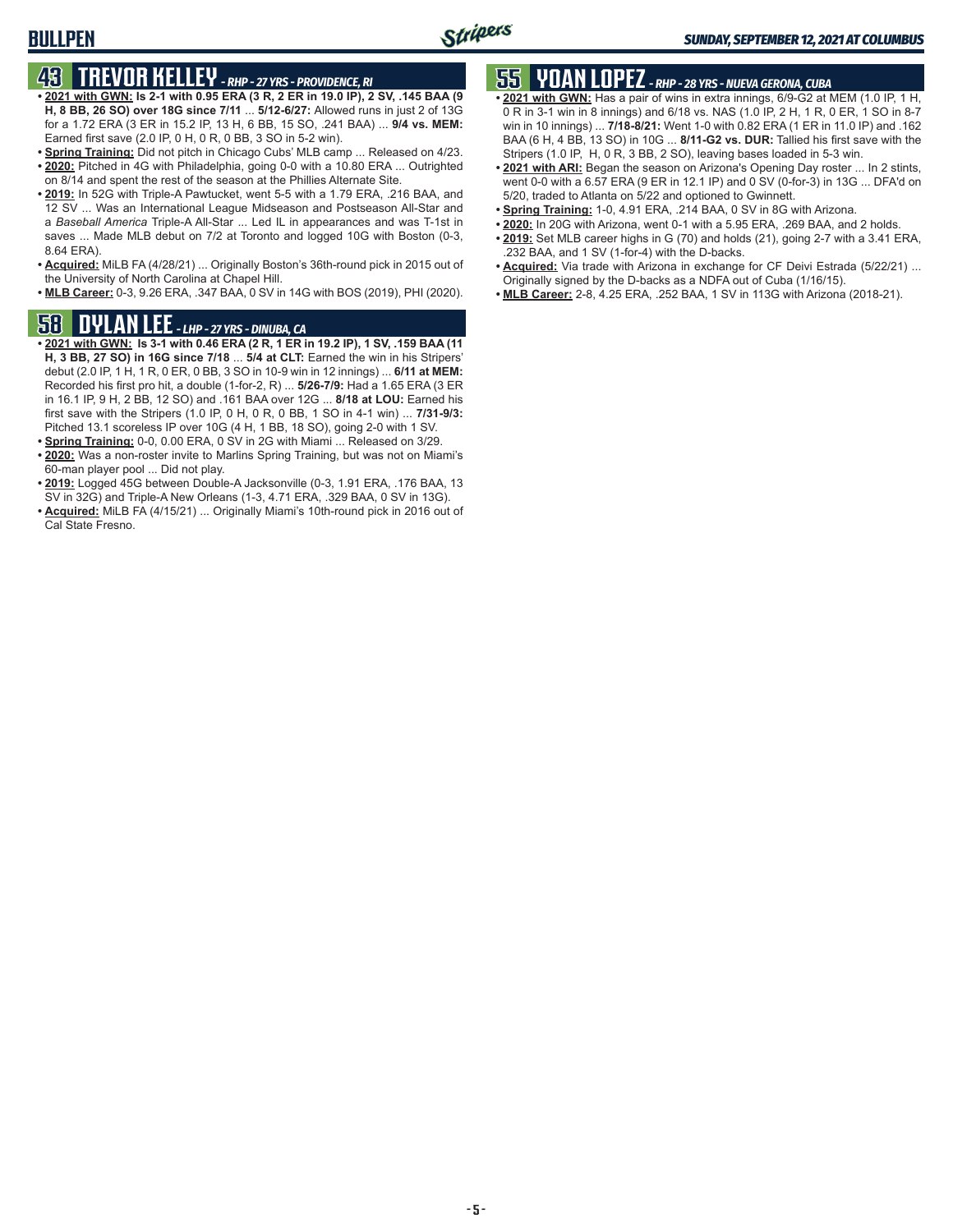# BULLPEN

## 43 TREVOR KELLEY - *RHP - 27 YRS - PROVIDENCE, RI*

- **2021 with GWN: Is 2-1 with 0.95 ERA (3 R, 2 ER in 19.0 IP), 2 SV, .145 BAA (9 H, 8 BB, 26 SO) over 18G since 7/11** ... **5/12-6/27:** Allowed runs in just 2 of 13G for a 1.72 ERA (3 ER in 15.2 IP, 13 H, 6 BB, 15 SO, .241 BAA) ... **9/4 vs. MEM:** Earned first save (2.0 IP, 0 H, 0 R, 0 BB, 3 SO in 5-2 win).
- **Spring Training:** Did not pitch in Chicago Cubs' MLB camp ... Released on 4/23.
- **2020:** Pitched in 4G with Philadelphia, going 0-0 with a 10.80 ERA ... Outrighted on 8/14 and spent the rest of the season at the Phillies Alternate Site.
- **2019:** In 52G with Triple-A Pawtucket, went 5-5 with a 1.79 ERA, .216 BAA, and 12 SV ... Was an International League Midseason and Postseason All-Star and a *Baseball America* Triple-A All-Star ... Led IL in appearances and was T-1st in saves ... Made MLB debut on 7/2 at Toronto and logged 10G with Boston (0-3, 8.64 ERA).
- **Acquired:** MiLB FA (4/28/21) ... Originally Boston's 36th-round pick in 2015 out of the University of North Carolina at Chapel Hill.
- **MLB Career:** 0-3, 9.26 ERA, .347 BAA, 0 SV in 14G with BOS (2019), PHI (2020).

## 58 DYLAN LEE - *LHP - 27 YRS - DINUBA, CA*

- **2021 with GWN: Is 3-1 with 0.46 ERA (2 R, 1 ER in 19.2 IP), 1 SV, .159 BAA (11 H, 3 BB, 27 SO) in 16G since 7/18** ... **5/4 at CLT:** Earned the win in his Stripers' debut (2.0 IP, 1 H, 1 R, 0 ER, 0 BB, 3 SO in 10-9 win in 12 innings) ... **6/11 at MEM:** Recorded his first pro hit, a double (1-for-2, R) ... **5/26-7/9:** Had a 1.65 ERA (3 ER in 16.1 IP, 9 H, 2 BB, 12 SO) and .161 BAA over 12G ... **8/18 at LOU:** Earned his first save with the Stripers (1.0 IP, 0 H, 0 R, 0 BB, 1 SO in 4-1 win) ... **7/31-9/3:** Pitched 13.1 scoreless IP over 10G (4 H, 1 BB, 18 SO), going 2-0 with 1 SV.
- **Spring Training:** 0-0, 0.00 ERA, 0 SV in 2G with Miami ... Released on 3/29.
- **2020:** Was a non-roster invite to Marlins Spring Training, but was not on Miami's 60-man player pool ... Did not play.
- **2019:** Logged 45G between Double-A Jacksonville (0-3, 1.91 ERA, .176 BAA, 13 SV in 32G) and Triple-A New Orleans (1-3, 4.71 ERA, .329 BAA, 0 SV in 13G).
- **Acquired:** MiLB FA (4/15/21) ... Originally Miami's 10th-round pick in 2016 out of Cal State Fresno.

## 55 YOAN LOPEZ - *RHP - 28 YRS - NUEVA GERONA, CUBA*

- **2021 with GWN:** Has a pair of wins in extra innings, 6/9-G2 at MEM (1.0 IP, 1 H, 0 R in 3-1 win in 8 innings) and 6/18 vs. NAS (1.0 IP, 2 H, 1 R, 0 ER, 1 SO in 8-7 win in 10 innings) ... **7/18-8/21:** Went 1-0 with 0.82 ERA (1 ER in 11.0 IP) and .162 BAA (6 H, 4 BB, 13 SO) in 10G ... **8/11-G2 vs. DUR:** Tallied his first save with the Stripers (1.0 IP, H, 0 R, 3 BB, 2 SO), leaving bases loaded in 5-3 win.
- **2021 with ARI:** Began the season on Arizona's Opening Day roster ... In 2 stints, went 0-0 with a 6.57 ERA (9 ER in 12.1 IP) and 0 SV (0-for-3) in 13G ... DFA'd on 5/20, traded to Atlanta on 5/22 and optioned to Gwinnett.
- **Spring Training:** 1-0, 4.91 ERA, .214 BAA, 0 SV in 8G with Arizona.
- **2020:** In 20G with Arizona, went 0-1 with a 5.95 ERA, .269 BAA, and 2 holds.
- **2019:** Set MLB career highs in G (70) and holds (21), going 2-7 with a 3.41 ERA, .232 BAA, and 1 SV (1-for-4) with the D-backs.
- **Acquired:** Via trade with Arizona in exchange for CF Deivi Estrada (5/22/21) ... Originally signed by the D-backs as a NDFA out of Cuba (1/16/15).
- **MLB Career:** 2-8, 4.25 ERA, .252 BAA, 1 SV in 113G with Arizona (2018-21).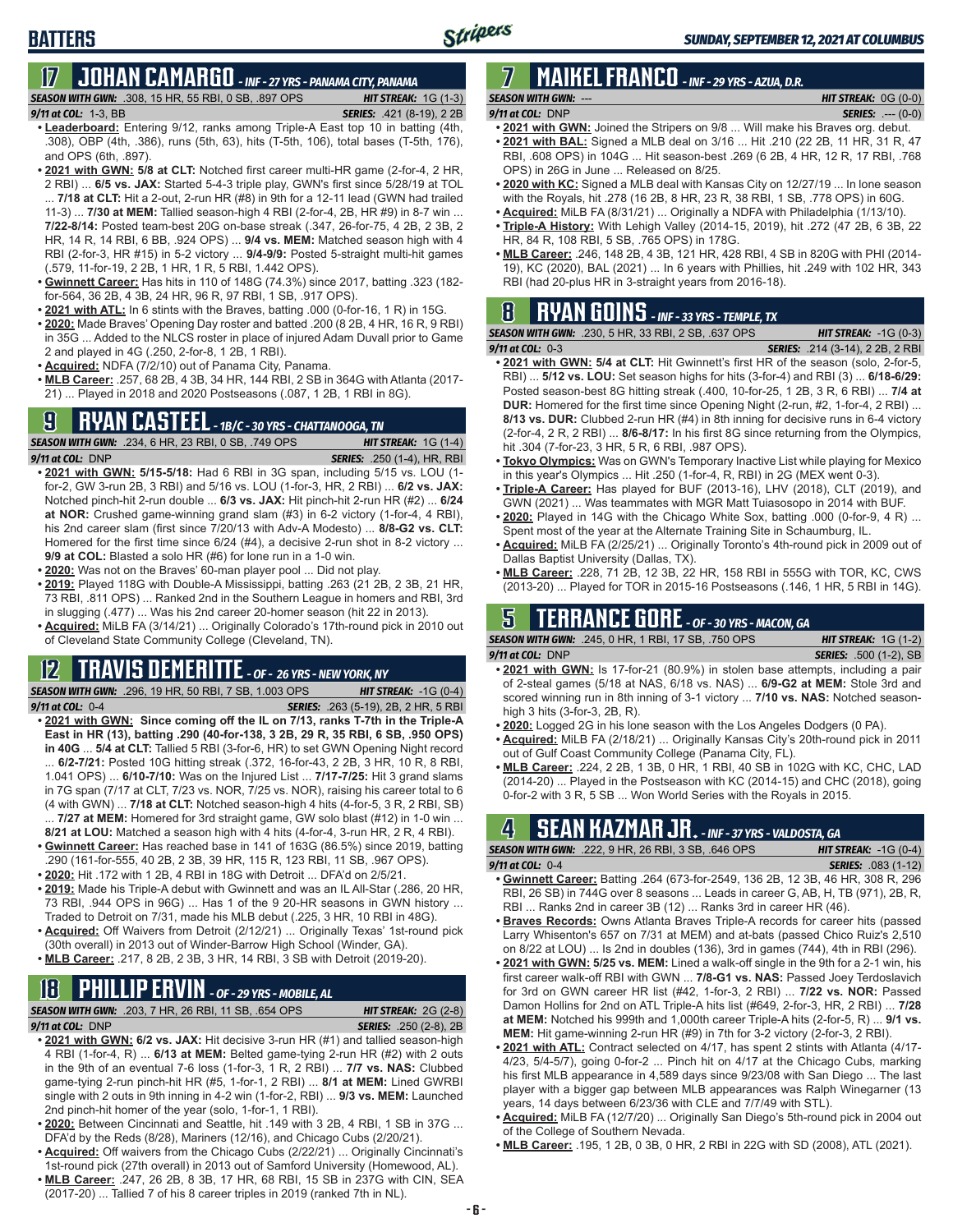## BATTERS

*SUNDAY, SEPTEMBER 12, 2021 AT COLUMBUS*

## 17 JOHAN CAMARGO - *INF - 27 YRS - PANAMA CITY, PANAMA*

*SEASON WITH GWN:* .308, 15 HR, 55 RBI, 0 SB, .897 OPS — *HIT STREAK:* 1G (1-3)
*9/11 at COL:* 1-3, BB — *SERIES:* .421 (8-19), 2 2B

- **Leaderboard:** Entering 9/12, ranks among Triple-A East top 10 in batting (4th, .308), OBP (4th, .386), runs (5th, 63), hits (T-5th, 106), total bases (T-5th, 176), and OPS (6th, .897).
- **2021 with GWN: 5/8 at CLT:** Notched first career multi-HR game (2-for-4, 2 HR, 2 RBI) ... **6/5 vs. JAX:** Started 5-4-3 triple play, GWN's first since 5/28/19 at TOL ... **7/18 at CLT:** Hit a 2-out, 2-run HR (#8) in 9th for a 12-11 lead (GWN had trailed 11-3) ... **7/30 at MEM:** Tallied season-high 4 RBI (2-for-4, 2B, HR #9) in 8-7 win ... **7/22-8/14:** Posted team-best 20G on-base streak (.347, 26-for-75, 4 2B, 2 3B, 2 HR, 14 R, 14 RBI, 6 BB, .924 OPS) ... **9/4 vs. MEM:** Matched season high with 4 RBI (2-for-3, HR #15) in 5-2 victory ... **9/4-9/9:** Posted 5-straight multi-hit games (.579, 11-for-19, 2 2B, 1 HR, 1 R, 5 RBI, 1.442 OPS).
- **Gwinnett Career:** Has hits in 110 of 148G (74.3%) since 2017, batting .323 (182-for-564, 36 2B, 4 3B, 24 HR, 96 R, 97 RBI, 1 SB, .917 OPS).
- **2021 with ATL:** In 6 stints with the Braves, batting .000 (0-for-16, 1 R) in 15G.
- **2020:** Made Braves' Opening Day roster and batted .200 (8 2B, 4 HR, 16 R, 9 RBI) in 35G ... Added to the NLCS roster in place of injured Adam Duvall prior to Game 2 and played in 4G (.250, 2-for-8, 1 2B, 1 RBI).
- **Acquired:** NDFA (7/2/10) out of Panama City, Panama.
- **MLB Career:** .257, 68 2B, 4 3B, 34 HR, 144 RBI, 2 SB in 364G with Atlanta (2017-21) ... Played in 2018 and 2020 Postseasons (.087, 1 2B, 1 RBI in 8G).

## 9 RYAN CASTEEL - *1B/C - 30 YRS - CHATTANOOGA, TN*

*SEASON WITH GWN:* .234, 6 HR, 23 RBI, 0 SB, .749 OPS — *HIT STREAK:* 1G (1-4)
*9/11 at COL:* DNP — *SERIES:* .250 (1-4), HR, RBI

- **2021 with GWN: 5/15-5/18:** Had 6 RBI in 3G span, including 5/15 vs. LOU (1-for-2, GW 3-run 2B, 3 RBI) and 5/16 vs. LOU (1-for-3, HR, 2 RBI) ... **6/2 vs. JAX:** Notched pinch-hit 2-run double ... **6/3 vs. JAX:** Hit pinch-hit 2-run HR (#2) ... **6/24 at NOR:** Crushed game-winning grand slam (#3) in 6-2 victory (1-for-4, 4 RBI), his 2nd career slam (first since 7/20/13 with Adv-A Modesto) ... **8/8-G2 vs. CLT:** Homered for the first time since 6/24 (#4), a decisive 2-run shot in 8-2 victory ... **9/9 at COL:** Blasted a solo HR (#6) for lone run in a 1-0 win.
- **2020:** Was not on the Braves' 60-man player pool ... Did not play.
- **2019:** Played 118G with Double-A Mississippi, batting .263 (21 2B, 2 3B, 21 HR, 73 RBI, .811 OPS) ... Ranked 2nd in the Southern League in homers and RBI, 3rd in slugging (.477) ... Was his 2nd career 20-homer season (hit 22 in 2013).
- **Acquired:** MiLB FA (3/14/21) ... Originally Colorado's 17th-round pick in 2010 out of Cleveland State Community College (Cleveland, TN).

## 12 TRAVIS DEMERITTE - *OF - 26 YRS - NEW YORK, NY*

*SEASON WITH GWN:* .296, 19 HR, 50 RBI, 7 SB, 1.003 OPS — *HIT STREAK:* -1G (0-4)
*9/11 at COL:* 0-4 — *SERIES:* .263 (5-19), 2B, 2 HR, 5 RBI

- **2021 with GWN: Since coming off the IL on 7/13, ranks T-7th in the Triple-A East in HR (13), batting .290 (40-for-138, 3 2B, 29 R, 35 RBI, 6 SB, .950 OPS) in 40G** ... **5/4 at CLT:** Tallied 5 RBI (3-for-6, HR) to set GWN Opening Night record ... **6/2-7/21:** Posted 10G hitting streak (.372, 16-for-43, 2 2B, 3 HR, 10 R, 8 RBI, 1.041 OPS) ... **6/10-7/10:** Was on the Injured List ... **7/17-7/25:** Hit 3 grand slams in 7G span (7/17 at CLT, 7/23 vs. NOR, 7/25 vs. NOR), raising his career total to 6 (4 with GWN) ... **7/18 at CLT:** Notched season-high 4 hits (4-for-5, 3 R, 2 RBI, SB) ... **7/27 at MEM:** Homered for 3rd straight game, GW solo blast (#12) in 1-0 win ... **8/21 at LOU:** Matched a season high with 4 hits (4-for-4, 3-run HR, 2 R, 4 RBI).
- **Gwinnett Career:** Has reached base in 141 of 163G (86.5%) since 2019, batting .290 (161-for-555, 40 2B, 2 3B, 39 HR, 115 R, 123 RBI, 11 SB, .967 OPS).
- **2020:** Hit .172 with 1 2B, 4 RBI in 18G with Detroit ... DFA'd on 2/5/21.
- **2019:** Made his Triple-A debut with Gwinnett and was an IL All-Star (.286, 20 HR, 73 RBI, .944 OPS in 96G) ... Has 1 of the 9 20-HR seasons in GWN history ... Traded to Detroit on 7/31, made his MLB debut (.225, 3 HR, 10 RBI in 48G).
- **Acquired:** Off Waivers from Detroit (2/12/21) ... Originally Texas' 1st-round pick (30th overall) in 2013 out of Winder-Barrow High School (Winder, GA).
- **MLB Career:** .217, 8 2B, 2 3B, 3 HR, 14 RBI, 3 SB with Detroit (2019-20).

## 18 PHILLIP ERVIN - *OF - 29 YRS - MOBILE, AL*

*SEASON WITH GWN:* .203, 7 HR, 26 RBI, 11 SB, .654 OPS — *HIT STREAK:* 2G (2-8)
*9/11 at COL:* DNP — *SERIES:* .250 (2-8), 2B

- **2021 with GWN: 6/2 vs. JAX:** Hit decisive 3-run HR (#1) and tallied season-high 4 RBI (1-for-4, R) ... **6/13 at MEM:** Belted game-tying 2-run HR (#2) with 2 outs in the 9th for an eventual 7-6 loss (1-for-3, 1 R, 2 RBI) ... **7/7 vs. NAS:** Clubbed game-tying 2-run pinch-hit HR (#5, 1-for-1, 2 RBI) ... **8/1 at MEM:** Lined GWRBI single with 2 outs in 9th inning in 4-2 win (1-for-2, RBI) ... **9/3 vs. MEM:** Launched 2nd pinch-hit homer of the year (solo, 1-for-1, 1 RBI).
- **2020:** Between Cincinnati and Seattle, hit .149 with 3 2B, 4 RBI, 1 SB in 37G ... DFA'd by the Reds (8/28), Mariners (12/16), and Chicago Cubs (2/20/21).
- **Acquired:** Off waivers from the Chicago Cubs (2/22/21) ... Originally Cincinnati's 1st-round pick (27th overall) in 2013 out of Samford University (Homewood, AL).
- **MLB Career:** .247, 26 2B, 8 3B, 17 HR, 68 RBI, 15 SB in 237G with CIN, SEA (2017-20) ... Tallied 7 of his 8 career triples in 2019 (ranked 7th in NL).

## 7 MAIKEL FRANCO - *INF - 29 YRS - AZUA, D.R.*

*SEASON WITH GWN:* --- — *HIT STREAK:* 0G (0-0)
*9/11 at COL:* DNP — *SERIES:* .--- (0-0)

- **2021 with GWN:** Joined the Stripers on 9/8 ... Will make his Braves org. debut.
- **2021 with BAL:** Signed a MLB deal on 3/16 ... Hit .210 (22 2B, 11 HR, 31 R, 47 RBI, .608 OPS) in 104G ... Hit season-best .269 (6 2B, 4 HR, 12 R, 17 RBI, .768 OPS) in 26G in June ... Released on 8/25.
- **2020 with KC:** Signed a MLB deal with Kansas City on 12/27/19 ... In lone season with the Royals, hit .278 (16 2B, 8 HR, 23 R, 38 RBI, 1 SB, .778 OPS) in 60G.
- **Acquired:** MiLB FA (8/31/21) ... Originally a NDFA with Philadelphia (1/13/10).
- **Triple-A History:** With Lehigh Valley (2014-15, 2019), hit .272 (47 2B, 6 3B, 22 HR, 84 R, 108 RBI, 5 SB, .765 OPS) in 178G.
- **MLB Career:** .246, 148 2B, 4 3B, 121 HR, 428 RBI, 4 SB in 820G with PHI (2014-19), KC (2020), BAL (2021) ... In 6 years with Phillies, hit .249 with 102 HR, 343 RBI (had 20-plus HR in 3-straight years from 2016-18).

## 8 RYAN GOINS - *INF - 33 YRS - TEMPLE, TX*

*SEASON WITH GWN:* .230, 5 HR, 33 RBI, 2 SB, .637 OPS — *HIT STREAK:* -1G (0-3)
*9/11 at COL:* 0-3 — *SERIES:* .214 (3-14), 2 2B, 2 RBI

- **2021 with GWN: 5/4 at CLT:** Hit Gwinnett's first HR of the season (solo, 2-for-5, RBI) ... **5/12 vs. LOU:** Set season highs for hits (3-for-4) and RBI (3) ... **6/18-6/29:** Posted season-best 8G hitting streak (.400, 10-for-25, 1 2B, 3 R, 6 RBI) ... **7/4 at DUR:** Homered for the first time since Opening Night (2-run, #2, 1-for-4, 2 RBI) ... **8/13 vs. DUR:** Clubbed 2-run HR (#4) in 8th inning for decisive runs in 6-4 victory (2-for-4, 2 R, 2 RBI) ... **8/6-8/17:** In his first 8G since returning from the Olympics, hit .304 (7-for-23, 3 HR, 5 R, 6 RBI, .987 OPS).
- **Tokyo Olympics:** Was on GWN's Temporary Inactive List while playing for Mexico in this year's Olympics ... Hit .250 (1-for-4, R, RBI) in 2G (MEX went 0-3).
- **Triple-A Career:** Has played for BUF (2013-16), LHV (2018), CLT (2019), and GWN (2021) ... Was teammates with MGR Matt Tuiasosopo in 2014 with BUF.
- **2020:** Played in 14G with the Chicago White Sox, batting .000 (0-for-9, 4 R) ... Spent most of the year at the Alternate Training Site in Schaumburg, IL.
- **Acquired:** MiLB FA (2/25/21) ... Originally Toronto's 4th-round pick in 2009 out of Dallas Baptist University (Dallas, TX).
- **MLB Career:** .228, 71 2B, 12 3B, 22 HR, 158 RBI in 555G with TOR, KC, CWS (2013-20) ... Played for TOR in 2015-16 Postseasons (.146, 1 HR, 5 RBI in 14G).

## 5 TERRANCE GORE - *OF - 30 YRS - MACON, GA*

*SEASON WITH GWN:* .245, 0 HR, 1 RBI, 17 SB, .750 OPS — *HIT STREAK:* 1G (1-2)
*9/11 at COL:* DNP — *SERIES:* .500 (1-2), SB

- **2021 with GWN:** Is 17-for-21 (80.9%) in stolen base attempts, including a pair of 2-steal games (5/18 at NAS, 6/18 vs. NAS) ... **6/9-G2 at MEM:** Stole 3rd and scored winning run in 8th inning of 3-1 victory ... **7/10 vs. NAS:** Notched season-high 3 hits (3-for-3, 2B, R).
- **2020:** Logged 2G in his lone season with the Los Angeles Dodgers (0 PA).
- **Acquired:** MiLB FA (2/18/21) ... Originally Kansas City's 20th-round pick in 2011 out of Gulf Coast Community College (Panama City, FL).
- **MLB Career:** .224, 2 2B, 1 3B, 0 HR, 1 RBI, 40 SB in 102G with KC, CHC, LAD (2014-20) ... Played in the Postseason with KC (2014-15) and CHC (2018), going 0-for-2 with 3 R, 5 SB ... Won World Series with the Royals in 2015.

## 4 SEAN KAZMAR JR. - *INF - 37 YRS - VALDOSTA, GA*

*SEASON WITH GWN:* .222, 9 HR, 26 RBI, 3 SB, .646 OPS — *HIT STREAK:* -1G (0-4)
*9/11 at COL:* 0-4 — *SERIES:* .083 (1-12)

- **Gwinnett Career:** Batting .264 (673-for-2549, 136 2B, 12 3B, 46 HR, 308 R, 296 RBI, 26 SB) in 744G over 8 seasons ... Leads in career G, AB, H, TB (971), 2B, R, RBI ... Ranks 2nd in career 3B (12) ... Ranks 3rd in career HR (46).
- **Braves Records:** Owns Atlanta Braves Triple-A records for career hits (passed Larry Whisenton's 657 on 7/31 at MEM) and at-bats (passed Chico Ruiz's 2,510 on 8/22 at LOU) ... Is 2nd in doubles (136), 3rd in games (744), 4th in RBI (296).
- **2021 with GWN: 5/25 vs. MEM:** Lined a walk-off single in the 9th for a 2-1 win, his first career walk-off RBI with GWN ... **7/8-G1 vs. NAS:** Passed Joey Terdoslavich for 3rd on GWN career HR list (#42, 1-for-3, 2 RBI) ... **7/22 vs. NOR:** Passed Damon Hollins for 2nd on ATL Triple-A hits list (#649, 2-for-3, HR, 2 RBI) ... **7/28 at MEM:** Notched his 999th and 1,000th career Triple-A hits (2-for-5, R) ... **9/1 vs. MEM:** Hit game-winning 2-run HR (#9) in 7th for 3-2 victory (2-for-3, 2 RBI).
- **2021 with ATL:** Contract selected on 4/17, has spent 2 stints with Atlanta (4/17-4/23, 5/4-5/7), going 0-for-2 ... Pinch hit on 4/17 at the Chicago Cubs, marking his first MLB appearance in 4,589 days since 9/23/08 with San Diego ... The last player with a bigger gap between MLB appearances was Ralph Winegarner (13 years, 14 days between 6/23/36 with CLE and 7/7/49 with STL).
- **Acquired:** MiLB FA (12/7/20) ... Originally San Diego's 5th-round pick in 2004 out of the College of Southern Nevada.
- **MLB Career:** .195, 1 2B, 0 3B, 0 HR, 2 RBI in 22G with SD (2008), ATL (2021).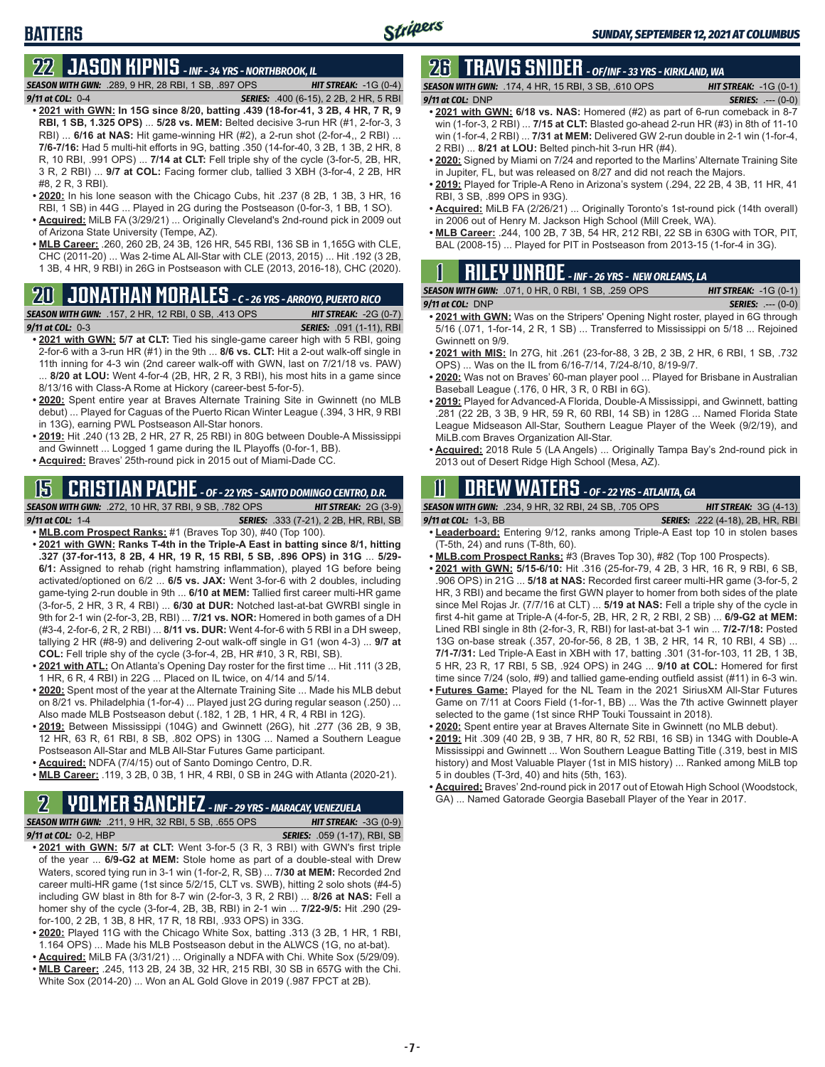## BATTERS

SUNDAY, SEPTEMBER 12, 2021 AT COLUMBUS

## 22 JASON KIPNIS - INF - 34 YRS - NORTHBROOK, IL

**SEASON WITH GWN:** .289, 9 HR, 28 RBI, 1 SB, .897 OPS **HIT STREAK:** -1G (0-4)
**9/11 at COL:** 0-4 **SERIES:** .400 (6-15), 2 2B, 2 HR, 5 RBI

- **2021 with GWN: In 15G since 8/20, batting .439 (18-for-41, 3 2B, 4 HR, 7 R, 9 RBI, 1 SB, 1.325 OPS)** ... **5/28 vs. MEM:** Belted decisive 3-run HR (#1, 2-for-3, 3 RBI) ... **6/16 at NAS:** Hit game-winning HR (#2), a 2-run shot (2-for-4,, 2 RBI) ... **7/6-7/16:** Had 5 multi-hit efforts in 9G, batting .350 (14-for-40, 3 2B, 1 3B, 2 HR, 8 R, 10 RBI, .991 OPS) ... **7/14 at CLT:** Fell triple shy of the cycle (3-for-5, 2B, HR, 3 R, 2 RBI) ... **9/7 at COL:** Facing former club, tallied 3 XBH (3-for-4, 2 2B, HR #8, 2 R, 3 RBI).
- **2020:** In his lone season with the Chicago Cubs, hit .237 (8 2B, 1 3B, 3 HR, 16 RBI, 1 SB) in 44G ... Played in 2G during the Postseason (0-for-3, 1 BB, 1 SO).
- **Acquired:** MiLB FA (3/29/21) ... Originally Cleveland's 2nd-round pick in 2009 out of Arizona State University (Tempe, AZ).
- **MLB Career:** .260, 260 2B, 24 3B, 126 HR, 545 RBI, 136 SB in 1,165G with CLE, CHC (2011-20) ... Was 2-time AL All-Star with CLE (2013, 2015) ... Hit .192 (3 2B, 1 3B, 4 HR, 9 RBI) in 26G in Postseason with CLE (2013, 2016-18), CHC (2020).

## 20 JONATHAN MORALES - C - 26 YRS - ARROYO, PUERTO RICO

**SEASON WITH GWN:** .157, 2 HR, 12 RBI, 0 SB, .413 OPS **HIT STREAK:** -2G (0-7)
**9/11 at COL:** 0-3 **SERIES:** .091 (1-11), RBI

- **2021 with GWN:** **5/7 at CLT:** Tied his single-game career high with 5 RBI, going 2-for-6 with a 3-run HR (#1) in the 9th ... **8/6 vs. CLT:** Hit a 2-out walk-off single in 11th inning for 4-3 win (2nd career walk-off with GWN, last on 7/21/18 vs. PAW) ... **8/20 at LOU:** Went 4-for-4 (2B, HR, 2 R, 3 RBI), his most hits in a game since 8/13/16 with Class-A Rome at Hickory (career-best 5-for-5).
- **2020:** Spent entire year at Braves Alternate Training Site in Gwinnett (no MLB debut) ... Played for Caguas of the Puerto Rican Winter League (.394, 3 HR, 9 RBI in 13G), earning PWL Postseason All-Star honors.
- **2019:** Hit .240 (13 2B, 2 HR, 27 R, 25 RBI) in 80G between Double-A Mississippi and Gwinnett ... Logged 1 game during the IL Playoffs (0-for-1, BB).
- **Acquired:** Braves' 25th-round pick in 2015 out of Miami-Dade CC.

## 15 CRISTIAN PACHE - OF - 22 YRS - SANTO DOMINGO CENTRO, D.R.

**SEASON WITH GWN:** .272, 10 HR, 37 RBI, 9 SB, .782 OPS **HIT STREAK:** 2G (3-9)
**9/11 at COL:** 1-4 **SERIES:** .333 (7-21), 2 2B, HR, RBI, SB

- **MLB.com Prospect Ranks:** #1 (Braves Top 30), #40 (Top 100).
- **2021 with GWN: Ranks T-4th in the Triple-A East in batting since 8/1, hitting .327 (37-for-113, 8 2B, 4 HR, 19 R, 15 RBI, 5 SB, .896 OPS) in 31G** ... **5/29-6/1:** Assigned to rehab (right hamstring inflammation), played 1G before being activated/optioned on 6/2 ... **6/5 vs. JAX:** Went 3-for-6 with 2 doubles, including game-tying 2-run double in 9th ... **6/10 at MEM:** Tallied first career multi-HR game (3-for-5, 2 HR, 3 R, 4 RBI) ... **6/30 at DUR:** Notched last-at-bat GWRBI single in 9th for 2-1 win (2-for-3, 2B, RBI) ... **7/21 vs. NOR:** Homered in both games of a DH (#3-4, 2-for-6, 2 R, 2 RBI) ... **8/11 vs. DUR:** Went 4-for-6 with 5 RBI in a DH sweep, tallying 2 HR (#8-9) and delivering 2-out walk-off single in G1 (won 4-3) ... **9/7 at COL:** Fell triple shy of the cycle (3-for-4, 2B, HR #10, 3 R, RBI, SB).
- **2021 with ATL:** On Atlanta's Opening Day roster for the first time ... Hit .111 (3 2B, 1 HR, 6 R, 4 RBI) in 22G ... Placed on IL twice, on 4/14 and 5/14.
- **2020:** Spent most of the year at the Alternate Training Site ... Made his MLB debut on 8/21 vs. Philadelphia (1-for-4) ... Played just 2G during regular season (.250) ... Also made MLB Postseason debut (.182, 1 2B, 1 HR, 4 R, 4 RBI in 12G).
- **2019:** Between Mississippi (104G) and Gwinnett (26G), hit .277 (36 2B, 9 3B, 12 HR, 63 R, 61 RBI, 8 SB, .802 OPS) in 130G ... Named a Southern League Postseason All-Star and MLB All-Star Futures Game participant.
- **Acquired:** NDFA (7/4/15) out of Santo Domingo Centro, D.R.
- **MLB Career:** .119, 3 2B, 0 3B, 1 HR, 4 RBI, 0 SB in 24G with Atlanta (2020-21).

## 2 YOLMER SANCHEZ - INF - 29 YRS - MARACAY, VENEZUELA

**SEASON WITH GWN:** .211, 9 HR, 32 RBI, 5 SB, .655 OPS **HIT STREAK:** -3G (0-9)
**9/11 at COL:** 0-2, HBP **SERIES:** .059 (1-17), RBI, SB

- **2021 with GWN:** **5/7 at CLT:** Went 3-for-5 (3 R, 3 RBI) with GWN's first triple of the year ... **6/9-G2 at MEM:** Stole home as part of a double-steal with Drew Waters, scored tying run in 3-1 win (1-for-2, R, SB) ... **7/30 at MEM:** Recorded 2nd career multi-HR game (1st since 5/2/15, CLT vs. SWB), hitting 2 solo shots (#4-5) including GW blast in 8th for 8-7 win (2-for-3, 3 R, 2 RBI) ... **8/26 at NAS:** Fell a homer shy of the cycle (3-for-4, 2B, 3B, RBI) in 2-1 win ... **7/22-9/5:** Hit .290 (29-for-100, 2 2B, 1 3B, 8 HR, 17 R, 18 RBI, .933 OPS) in 33G.
- **2020:** Played 11G with the Chicago White Sox, batting .313 (3 2B, 1 HR, 1 RBI, 1.164 OPS) ... Made his MLB Postseason debut in the ALWCS (1G, no at-bat).
- **Acquired:** MiLB FA (3/31/21) ... Originally a NDFA with Chi. White Sox (5/29/09).
- **MLB Career:** .245, 113 2B, 24 3B, 32 HR, 215 RBI, 30 SB in 657G with the Chi. White Sox (2014-20) ... Won an AL Gold Glove in 2019 (.987 FPCT at 2B).

## 26 TRAVIS SNIDER - OF/INF - 33 YRS - KIRKLAND, WA

**SEASON WITH GWN:** .174, 4 HR, 15 RBI, 3 SB, .610 OPS **HIT STREAK:** -1G (0-1)
**9/11 at COL:** DNP **SERIES:** .--- (0-0)

- **2021 with GWN:** **6/18 vs. NAS:** Homered (#2) as part of 6-run comeback in 8-7 win (1-for-3, 2 RBI) ... **7/15 at CLT:** Blasted go-ahead 2-run HR (#3) in 8th of 11-10 win (1-for-4, 2 RBI) ... **7/31 at MEM:** Delivered GW 2-run double in 2-1 win (1-for-4, 2 RBI) ... **8/21 at LOU:** Belted pinch-hit 3-run HR (#4).
- **2020:** Signed by Miami on 7/24 and reported to the Marlins' Alternate Training Site in Jupiter, FL, but was released on 8/27 and did not reach the Majors.
- **2019:** Played for Triple-A Reno in Arizona's system (.294, 22 2B, 4 3B, 11 HR, 41 RBI, 3 SB, .899 OPS in 93G).
- **Acquired:** MiLB FA (2/26/21) ... Originally Toronto's 1st-round pick (14th overall) in 2006 out of Henry M. Jackson High School (Mill Creek, WA).
- **MLB Career:** .244, 100 2B, 7 3B, 54 HR, 212 RBI, 22 SB in 630G with TOR, PIT, BAL (2008-15) ... Played for PIT in Postseason from 2013-15 (1-for-4 in 3G).

## 1 RILEY UNROE - INF - 26 YRS - NEW ORLEANS, LA

**SEASON WITH GWN:** .071, 0 HR, 0 RBI, 1 SB, .259 OPS **HIT STREAK:** -1G (0-1)
**9/11 at COL:** DNP **SERIES:** .--- (0-0)

- **2021 with GWN:** Was on the Stripers' Opening Night roster, played in 6G through 5/16 (.071, 1-for-14, 2 R, 1 SB) ... Transferred to Mississippi on 5/18 ... Rejoined Gwinnett on 9/9.
- **2021 with MIS:** In 27G, hit .261 (23-for-88, 3 2B, 2 3B, 2 HR, 6 RBI, 1 SB, .732 OPS) ... Was on the IL from 6/16-7/14, 7/24-8/10, 8/19-9/7.
- **2020:** Was not on Braves' 60-man player pool ... Played for Brisbane in Australian Baseball League (.176, 0 HR, 3 R, 0 RBI in 6G).
- **2019:** Played for Advanced-A Florida, Double-A Mississippi, and Gwinnett, batting .281 (22 2B, 3 3B, 9 HR, 59 R, 60 RBI, 14 SB) in 128G ... Named Florida State League Midseason All-Star, Southern League Player of the Week (9/2/19), and MiLB.com Braves Organization All-Star.
- **Acquired:** 2018 Rule 5 (LA Angels) ... Originally Tampa Bay's 2nd-round pick in 2013 out of Desert Ridge High School (Mesa, AZ).

## 11 DREW WATERS - OF - 22 YRS - ATLANTA, GA

**SEASON WITH GWN:** .234, 9 HR, 32 RBI, 24 SB, .705 OPS **HIT STREAK:** 3G (4-13)
**9/11 at COL:** 1-3, BB **SERIES:** .222 (4-18), 2B, HR, RBI

- **Leaderboard:** Entering 9/12, ranks among Triple-A East top 10 in stolen bases (T-5th, 24) and runs (T-8th, 60).
- **MLB.com Prospect Ranks:** #3 (Braves Top 30), #82 (Top 100 Prospects).
- **2021 with GWN:** **5/15-6/10:** Hit .316 (25-for-79, 4 2B, 3 HR, 16 R, 9 RBI, 6 SB, .906 OPS) in 21G ... **5/18 at NAS:** Recorded first career multi-HR game (3-for-5, 2 HR, 3 RBI) and became the first GWN player to homer from both sides of the plate since Mel Rojas Jr. (7/7/16 at CLT) ... **5/19 at NAS:** Fell a triple shy of the cycle in first 4-hit game at Triple-A (4-for-5, 2B, HR, 2 R, 2 RBI, 2 SB) ... **6/9-G2 at MEM:** Lined RBI single in 8th (2-for-3, R, RBI) for last-at-bat 3-1 win ... **7/2-7/18:** Posted 13G on-base streak (.357, 20-for-56, 8 2B, 1 3B, 2 HR, 14 R, 10 RBI, 4 SB) ... **7/1-7/31:** Led Triple-A East in XBH with 17, batting .301 (31-for-103, 11 2B, 1 3B, 5 HR, 23 R, 17 RBI, 5 SB, .924 OPS) in 24G ... **9/10 at COL:** Homered for first time since 7/24 (solo, #9) and tallied game-ending outfield assist (#11) in 6-3 win.
- **Futures Game:** Played for the NL Team in the 2021 SiriusXM All-Star Futures Game on 7/11 at Coors Field (1-for-1, BB) ... Was the 7th active Gwinnett player selected to the game (1st since RHP Touki Toussaint in 2018).
- **2020:** Spent entire year at Braves Alternate Site in Gwinnett (no MLB debut).
- **2019:** Hit .309 (40 2B, 9 3B, 7 HR, 80 R, 52 RBI, 16 SB) in 134G with Double-A Mississippi and Gwinnett ... Won Southern League Batting Title (.319, best in MIS history) and Most Valuable Player (1st in MIS history) ... Ranked among MiLB top 5 in doubles (T-3rd, 40) and hits (5th, 163).
- **Acquired:** Braves' 2nd-round pick in 2017 out of Etowah High School (Woodstock, GA) ... Named Gatorade Georgia Baseball Player of the Year in 2017.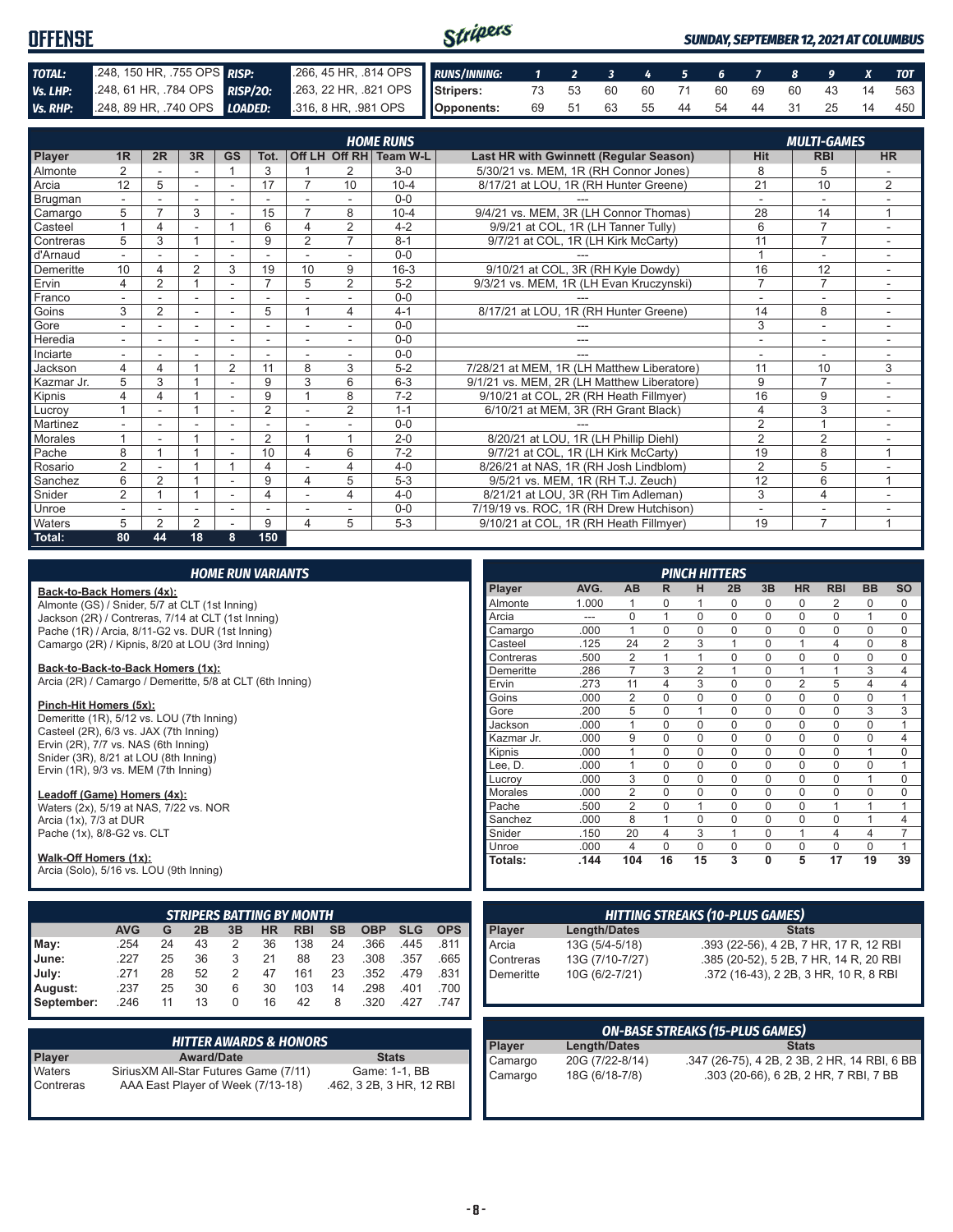# OFFENSE

*SUNDAY, SEPTEMBER 12, 2021 AT COLUMBUS*

| | | | |
|---|---|---|---|
| **TOTAL:** | .248, 150 HR, .755 OPS | **RISP:** | .266, 45 HR, .814 OPS |
| **Vs. LHP:** | .248, 61 HR, .784 OPS | **RISP/2O:** | .263, 22 HR, .821 OPS |
| **Vs. RHP:** | .248, 89 HR, .740 OPS | **LOADED:** | .316, 8 HR, .981 OPS |

| RUNS/INNING: | 1 | 2 | 3 | 4 | 5 | 6 | 7 | 8 | 9 | X | TOT |
|---|---|---|---|---|---|---|---|---|---|---|---|
| Stripers: | 73 | 53 | 60 | 60 | 71 | 60 | 69 | 60 | 43 | 14 | 563 |
| Opponents: | 69 | 51 | 63 | 55 | 44 | 54 | 44 | 31 | 25 | 14 | 450 |

## HOME RUNS / MULTI-GAMES

| Player | 1R | 2R | 3R | GS | Tot. | Off LH | Off RH | Team W-L | Last HR with Gwinnett (Regular Season) | Hit | RBI | HR |
|---|---|---|---|---|---|---|---|---|---|---|---|---|
| Almonte | 2 | - | - | 1 | 3 | 1 | 2 | 3-0 | 5/30/21 vs. MEM, 1R (RH Connor Jones) | 8 | 5 | - |
| Arcia | 12 | 5 | - | - | 17 | 7 | 10 | 10-4 | 8/17/21 at LOU, 1R (RH Hunter Greene) | 21 | 10 | 2 |
| Brugman | - | - | - | - | - | - | - | 0-0 | --- | - | - | - |
| Camargo | 5 | 7 | 3 | - | 15 | 7 | 8 | 10-4 | 9/4/21 vs. MEM, 3R (LH Connor Thomas) | 28 | 14 | 1 |
| Casteel | 1 | 4 | - | 1 | 6 | 4 | 2 | 4-2 | 9/9/21 at COL, 1R (LH Tanner Tully) | 6 | 7 | - |
| Contreras | 5 | 3 | 1 | - | 9 | 2 | 7 | 8-1 | 9/7/21 at COL, 1R (LH Kirk McCarty) | 11 | 7 | - |
| d'Arnaud | - | - | - | - | - | - | - | 0-0 | --- | 1 | - | - |
| Demeritte | 10 | 4 | 2 | 3 | 19 | 10 | 9 | 16-3 | 9/10/21 at COL, 3R (RH Kyle Dowdy) | 16 | 12 | - |
| Ervin | 4 | 2 | 1 | - | 7 | 5 | 2 | 5-2 | 9/3/21 vs. MEM, 1R (LH Evan Kruczynski) | 7 | 7 | - |
| Franco | - | - | - | - | - | - | - | 0-0 | --- | - | - | - |
| Goins | 3 | 2 | - | - | 5 | 1 | 4 | 4-1 | 8/17/21 at LOU, 1R (RH Hunter Greene) | 14 | 8 | - |
| Gore | - | - | - | - | - | - | - | 0-0 | --- | 3 | - | - |
| Heredia | - | - | - | - | - | - | - | 0-0 | --- | - | - | - |
| Inciarte | - | - | - | - | - | - | - | 0-0 | --- | - | - | - |
| Jackson | 4 | 4 | 1 | 2 | 11 | 8 | 3 | 5-2 | 7/28/21 at MEM, 1R (LH Matthew Liberatore) | 11 | 10 | 3 |
| Kazmar Jr. | 5 | 3 | 1 | - | 9 | 3 | 6 | 6-3 | 9/1/21 vs. MEM, 2R (LH Matthew Liberatore) | 9 | 7 | - |
| Kipnis | 4 | 4 | 1 | - | 9 | 1 | 8 | 7-2 | 9/10/21 at COL, 2R (RH Heath Fillmyer) | 16 | 9 | - |
| Lucroy | 1 | - | 1 | - | 2 | - | 2 | 1-1 | 6/10/21 at MEM, 3R (RH Grant Black) | 4 | 3 | - |
| Martinez | - | - | - | - | - | - | - | 0-0 | --- | 2 | 1 | - |
| Morales | 1 | - | 1 | - | 2 | 1 | 1 | 2-0 | 8/20/21 at LOU, 1R (LH Phillip Diehl) | 2 | 2 | - |
| Pache | 8 | 1 | 1 | - | 10 | 4 | 6 | 7-2 | 9/7/21 at COL, 1R (LH Kirk McCarty) | 19 | 8 | 1 |
| Rosario | 2 | - | 1 | 1 | 4 | - | 4 | 4-0 | 8/26/21 at NAS, 1R (RH Josh Lindblom) | 2 | 5 | - |
| Sanchez | 6 | 2 | 1 | - | 9 | 4 | 5 | 5-3 | 9/5/21 vs. MEM, 1R (RH T.J. Zeuch) | 12 | 6 | 1 |
| Snider | 2 | 1 | 1 | - | 4 | - | 4 | 4-0 | 8/21/21 at LOU, 3R (RH Tim Adleman) | 3 | 4 | - |
| Unroe | - | - | - | - | - | - | - | 0-0 | 7/19/19 vs. ROC, 1R (RH Drew Hutchison) | - | - | - |
| Waters | 5 | 2 | 2 | - | 9 | 4 | 5 | 5-3 | 9/10/21 at COL, 1R (RH Heath Fillmyer) | 19 | 7 | 1 |
| **Total:** | **80** | **44** | **18** | **8** | **150** | | | | | | | |

## HOME RUN VARIANTS

**Back-to-Back Homers (4x):**
Almonte (GS) / Snider, 5/7 at CLT (1st Inning)
Jackson (2R) / Contreras, 7/14 at CLT (1st Inning)
Pache (1R) / Arcia, 8/11-G2 vs. DUR (1st Inning)
Camargo (2R) / Kipnis, 8/20 at LOU (3rd Inning)

**Back-to-Back-to-Back Homers (1x):**
Arcia (2R) / Camargo / Demeritte, 5/8 at CLT (6th Inning)

**Pinch-Hit Homers (5x):**
Demeritte (1R), 5/12 vs. LOU (7th Inning)
Casteel (2R), 6/3 vs. JAX (7th Inning)
Ervin (2R), 7/7 vs. NAS (6th Inning)
Snider (3R), 8/21 at LOU (8th Inning)
Ervin (1R), 9/3 vs. MEM (7th Inning)

**Leadoff (Game) Homers (4x):**
Waters (2x), 5/19 at NAS, 7/22 vs. NOR
Arcia (1x), 7/3 at DUR
Pache (1x), 8/8-G2 vs. CLT

**Walk-Off Homers (1x):**
Arcia (Solo), 5/16 vs. LOU (9th Inning)

## PINCH HITTERS

| Player | AVG. | AB | R | H | 2B | 3B | HR | RBI | BB | SO |
|---|---|---|---|---|---|---|---|---|---|---|
| Almonte | 1.000 | 1 | 0 | 1 | 0 | 0 | 0 | 2 | 0 | 0 |
| Arcia | --- | 0 | 1 | 0 | 0 | 0 | 0 | 0 | 1 | 0 |
| Camargo | .000 | 1 | 0 | 0 | 0 | 0 | 0 | 0 | 0 | 0 |
| Casteel | .125 | 24 | 2 | 3 | 1 | 0 | 1 | 4 | 0 | 8 |
| Contreras | .500 | 2 | 1 | 1 | 0 | 0 | 0 | 0 | 0 | 0 |
| Demeritte | .286 | 7 | 3 | 2 | 1 | 0 | 1 | 1 | 3 | 4 |
| Ervin | .273 | 11 | 4 | 3 | 0 | 0 | 2 | 5 | 4 | 4 |
| Goins | .000 | 2 | 0 | 0 | 0 | 0 | 0 | 0 | 0 | 1 |
| Gore | .200 | 5 | 0 | 1 | 0 | 0 | 0 | 0 | 3 | 3 |
| Jackson | .000 | 1 | 0 | 0 | 0 | 0 | 0 | 0 | 0 | 1 |
| Kazmar Jr. | .000 | 9 | 0 | 0 | 0 | 0 | 0 | 0 | 0 | 4 |
| Kipnis | .000 | 1 | 0 | 0 | 0 | 0 | 0 | 0 | 1 | 0 |
| Lee, D. | .000 | 1 | 0 | 0 | 0 | 0 | 0 | 0 | 0 | 1 |
| Lucroy | .000 | 3 | 0 | 0 | 0 | 0 | 0 | 0 | 1 | 0 |
| Morales | .000 | 2 | 0 | 0 | 0 | 0 | 0 | 0 | 0 | 0 |
| Pache | .500 | 2 | 0 | 1 | 0 | 0 | 0 | 1 | 1 | 1 |
| Sanchez | .000 | 8 | 1 | 0 | 0 | 0 | 0 | 0 | 1 | 4 |
| Snider | .150 | 20 | 4 | 3 | 1 | 0 | 1 | 4 | 4 | 7 |
| Unroe | .000 | 4 | 0 | 0 | 0 | 0 | 0 | 0 | 0 | 1 |
| **Totals:** | **.144** | **104** | **16** | **15** | **3** | **0** | **5** | **17** | **19** | **39** |

## STRIPERS BATTING BY MONTH

| | AVG | G | 2B | 3B | HR | RBI | SB | OBP | SLG | OPS |
|---|---|---|---|---|---|---|---|---|---|---|
| May: | .254 | 24 | 43 | 2 | 36 | 138 | 24 | .366 | .445 | .811 |
| June: | .227 | 25 | 36 | 3 | 21 | 88 | 23 | .308 | .357 | .665 |
| July: | .271 | 28 | 52 | 2 | 47 | 161 | 23 | .352 | .479 | .831 |
| August: | .237 | 25 | 30 | 6 | 30 | 103 | 14 | .298 | .401 | .700 |
| September: | .246 | 11 | 13 | 0 | 16 | 42 | 8 | .320 | .427 | .747 |

## HITTING STREAKS (10-PLUS GAMES)

| Player | Length/Dates | Stats |
|---|---|---|
| Arcia | 13G (5/4-5/18) | .393 (22-56), 4 2B, 7 HR, 17 R, 12 RBI |
| Contreras | 13G (7/10-7/27) | .385 (20-52), 5 2B, 7 HR, 14 R, 20 RBI |
| Demeritte | 10G (6/2-7/21) | .372 (16-43), 2 2B, 3 HR, 10 R, 8 RBI |

## HITTER AWARDS & HONORS

| Player | Award/Date | Stats |
|---|---|---|
| Waters | SiriusXM All-Star Futures Game (7/11) | Game: 1-1, BB |
| Contreras | AAA East Player of Week (7/13-18) | .462, 3 2B, 3 HR, 12 RBI |

## ON-BASE STREAKS (15-PLUS GAMES)

| Player | Length/Dates | Stats |
|---|---|---|
| Camargo | 20G (7/22-8/14) | .347 (26-75), 4 2B, 2 3B, 2 HR, 14 RBI, 6 BB |
| Camargo | 18G (6/18-7/8) | .303 (20-66), 6 2B, 2 HR, 7 RBI, 7 BB |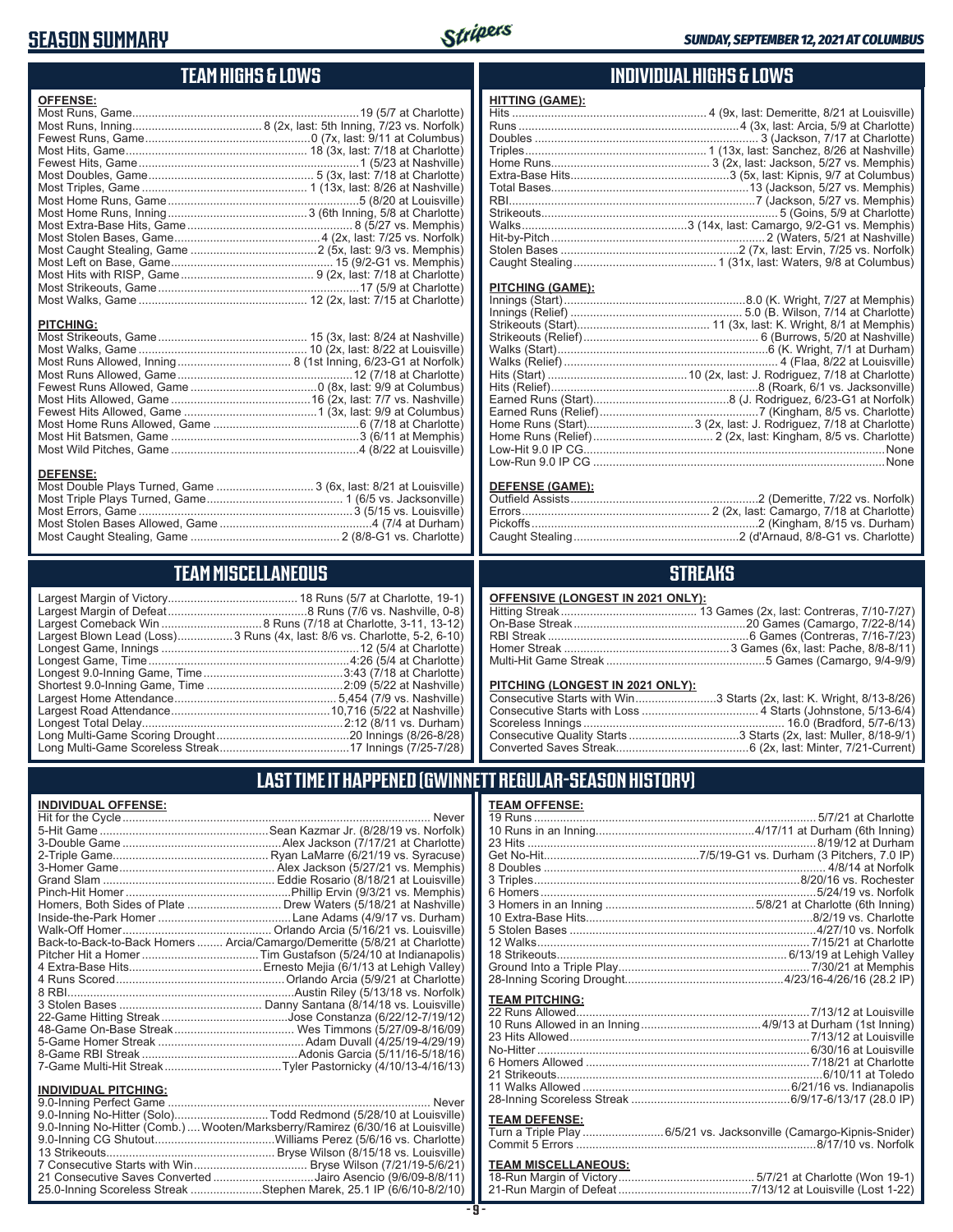# SEASON SUMMARY

*SUNDAY, SEPTEMBER 12, 2021 AT COLUMBUS*

## TEAM HIGHS & LOWS

**OFFENSE:**

| | |
|---|---|
| Most Runs, Game | 19 (5/7 at Charlotte) |
| Most Runs, Inning | 8 (2x, last: 5th Inning, 7/23 vs. Norfolk) |
| Fewest Runs, Game | 0 (7x, last: 9/11 at Columbus) |
| Most Hits, Game | 18 (3x, last: 7/18 at Charlotte) |
| Fewest Hits, Game | 1 (5/23 at Nashville) |
| Most Doubles, Game | 5 (3x, last: 7/18 at Charlotte) |
| Most Triples, Game | 1 (13x, last: 8/26 at Nashville) |
| Most Home Runs, Game | 5 (8/20 at Louisville) |
| Most Home Runs, Inning | 3 (6th Inning, 5/8 at Charlotte) |
| Most Extra-Base Hits, Game | 8 (5/27 vs. Memphis) |
| Most Stolen Bases, Game | 4 (2x, last: 7/25 vs. Norfolk) |
| Most Caught Stealing, Game | 2 (5x, last: 9/3 vs. Memphis) |
| Most Left on Base, Game | 15 (9/2-G1 vs. Memphis) |
| Most Hits with RISP, Game | 9 (2x, last: 7/18 at Charlotte) |
| Most Strikeouts, Game | 17 (5/9 at Charlotte) |
| Most Walks, Game | 12 (2x, last: 7/15 at Charlotte) |

**PITCHING:**

| | |
|---|---|
| Most Strikeouts, Game | 15 (3x, last: 8/24 at Nashville) |
| Most Walks, Game | 10 (2x, last: 8/22 at Louisville) |
| Most Runs Allowed, Inning | 8 (1st Inning, 6/23-G1 at Norfolk) |
| Most Runs Allowed, Game | 12 (7/18 at Charlotte) |
| Fewest Runs Allowed, Game | 0 (8x, last: 9/9 at Columbus) |
| Most Hits Allowed, Game | 16 (2x, last: 7/7 vs. Nashville) |
| Fewest Hits Allowed, Game | 1 (3x, last: 9/9 at Columbus) |
| Most Home Runs Allowed, Game | 6 (7/18 at Charlotte) |
| Most Hit Batsmen, Game | 3 (6/11 at Memphis) |
| Most Wild Pitches, Game | 4 (8/22 at Louisville) |

**DEFENSE:**

| | |
|---|---|
| Most Double Plays Turned, Game | 3 (6x, last: 8/21 at Louisville) |
| Most Triple Plays Turned, Game | 1 (6/5 vs. Jacksonville) |
| Most Errors, Game | 3 (5/15 vs. Louisville) |
| Most Stolen Bases Allowed, Game | 4 (7/4 at Durham) |
| Most Caught Stealing, Game | 2 (8/8-G1 vs. Charlotte) |

## INDIVIDUAL HIGHS & LOWS

**HITTING (GAME):**

| | |
|---|---|
| Hits | 4 (9x, last: Demeritte, 8/21 at Louisville) |
| Runs | 4 (3x, last: Arcia, 5/9 at Charlotte) |
| Doubles | 3 (Jackson, 7/17 at Charlotte) |
| Triples | 1 (13x, last: Sanchez, 8/26 at Nashville) |
| Home Runs | 3 (2x, last: Jackson, 5/27 vs. Memphis) |
| Extra-Base Hits | 3 (5x, last: Kipnis, 9/7 at Columbus) |
| Total Bases | 13 (Jackson, 5/27 vs. Memphis) |
| RBI | 7 (Jackson, 5/27 vs. Memphis) |
| Strikeouts | 5 (Goins, 5/9 at Charlotte) |
| Walks | 3 (14x, last: Camargo, 9/2-G1 vs. Memphis) |
| Hit-by-Pitch | 2 (Waters, 5/21 at Nashville) |
| Stolen Bases | 2 (7x, last: Ervin, 7/25 vs. Norfolk) |
| Caught Stealing | 1 (31x, last: Waters, 9/8 at Columbus) |

**PITCHING (GAME):**

| | |
|---|---|
| Innings (Start) | 8.0 (K. Wright, 7/27 at Memphis) |
| Innings (Relief) | 5.0 (B. Wilson, 7/14 at Charlotte) |
| Strikeouts (Start) | 11 (3x, last: K. Wright, 8/1 at Memphis) |
| Strikeouts (Relief) | 6 (Burrows, 5/20 at Nashville) |
| Walks (Start) | 6 (K. Wright, 7/1 at Durham) |
| Walks (Relief) | 4 (Flaa, 8/22 at Louisville) |
| Hits (Start) | 10 (2x, last: J. Rodriguez, 7/18 at Charlotte) |
| Hits (Relief) | 8 (Roark, 6/1 vs. Jacksonville) |
| Earned Runs (Start) | 8 (J. Rodriguez, 6/23-G1 at Norfolk) |
| Earned Runs (Relief) | 7 (Kingham, 8/5 vs. Charlotte) |
| Home Runs (Start) | 3 (2x, last: J. Rodriguez, 7/18 at Charlotte) |
| Home Runs (Relief) | 2 (2x, last: Kingham, 8/5 vs. Charlotte) |
| Low-Hit 9.0 IP CG | None |
| Low-Run 9.0 IP CG | None |

**DEFENSE (GAME):**

| | |
|---|---|
| Outfield Assists | 2 (Demeritte, 7/22 vs. Norfolk) |
| Errors | 2 (2x, last: Camargo, 7/18 at Charlotte) |
| Pickoffs | 2 (Kingham, 8/15 vs. Durham) |
| Caught Stealing | 2 (d'Arnaud, 8/8-G1 vs. Charlotte) |

## TEAM MISCELLANEOUS

| | |
|---|---|
| Largest Margin of Victory | 18 Runs (5/7 at Charlotte, 19-1) |
| Largest Margin of Defeat | 8 Runs (7/6 vs. Nashville, 0-8) |
| Largest Comeback Win | 8 Runs (7/18 at Charlotte, 3-11, 13-12) |
| Largest Blown Lead (Loss) | 3 Runs (4x, last: 8/6 vs. Charlotte, 5-2, 6-10) |
| Longest Game, Innings | 12 (5/4 at Charlotte) |
| Longest Game, Time | 4:26 (5/4 at Charlotte) |
| Longest 9.0-Inning Game, Time | 3:43 (7/18 at Charlotte) |
| Shortest 9.0-Inning Game, Time | 2:09 (5/22 at Nashville) |
| Largest Home Attendance | 5,454 (7/9 vs. Nashville) |
| Largest Road Attendance | 10,716 (5/22 at Nashville) |
| Longest Total Delay | 2:12 (8/11 vs. Durham) |
| Long Multi-Game Scoring Drought | 20 Innings (8/26-8/28) |
| Long Multi-Game Scoreless Streak | 17 Innings (7/25-7/28) |

## STREAKS

**OFFENSIVE (LONGEST IN 2021 ONLY):**

| | |
|---|---|
| Hitting Streak | 13 Games (2x, last: Contreras, 7/10-7/27) |
| On-Base Streak | 20 Games (Camargo, 7/22-8/14) |
| RBI Streak | 6 Games (Contreras, 7/16-7/23) |
| Homer Streak | 3 Games (6x, last: Pache, 8/8-8/11) |
| Multi-Hit Game Streak | 5 Games (Camargo, 9/4-9/9) |

**PITCHING (LONGEST IN 2021 ONLY):**

| | |
|---|---|
| Consecutive Starts with Win | 3 Starts (2x, last: K. Wright, 8/13-8/26) |
| Consecutive Starts with Loss | 4 Starts (Johnstone, 5/13-6/4) |
| Scoreless Innings | 16.0 (Bradford, 5/7-6/13) |
| Consecutive Quality Starts | 3 Starts (2x, last: Muller, 8/18-9/1) |
| Converted Saves Streak | 6 (2x, last: Minter, 7/21-Current) |

## LAST TIME IT HAPPENED (GWINNETT REGULAR-SEASON HISTORY)

**INDIVIDUAL OFFENSE:**

| | |
|---|---|
| Hit for the Cycle | Never |
| 5-Hit Game | Sean Kazmar Jr. (8/28/19 vs. Norfolk) |
| 3-Double Game | Alex Jackson (7/17/21 at Charlotte) |
| 2-Triple Game | Ryan LaMarre (6/21/19 vs. Syracuse) |
| 3-Homer Game | Alex Jackson (5/27/21 vs. Memphis) |
| Grand Slam | Eddie Rosario (8/18/21 at Louisville) |
| Pinch-Hit Homer | Phillip Ervin (9/3/21 vs. Memphis) |
| Homers, Both Sides of Plate | Drew Waters (5/18/21 at Nashville) |
| Inside-the-Park Homer | Lane Adams (4/9/17 vs. Durham) |
| Walk-Off Homer | Orlando Arcia (5/16/21 vs. Louisville) |
| Back-to-Back-to-Back Homers | Arcia/Camargo/Demeritte (5/8/21 at Charlotte) |
| Pitcher Hit a Homer | Tim Gustafson (5/24/10 at Indianapolis) |
| 4 Extra-Base Hits | Ernesto Mejia (6/1/13 at Lehigh Valley) |
| 4 Runs Scored | Orlando Arcia (5/9/21 at Charlotte) |
| 8 RBI | Austin Riley (5/13/18 vs. Norfolk) |
| 3 Stolen Bases | Danny Santana (8/14/18 vs. Louisville) |
| 22-Game Hitting Streak | Jose Constanza (6/22/12-7/19/12) |
| 48-Game On-Base Streak | Wes Timmons (5/27/09-8/16/09) |
| 5-Game Homer Streak | Adam Duvall (4/25/19-4/29/19) |
| 8-Game RBI Streak | Adonis Garcia (5/11/16-5/18/16) |
| 7-Game Multi-Hit Streak | Tyler Pastornicky (4/10/13-4/16/13) |

**INDIVIDUAL PITCHING:**

| | |
|---|---|
| 9.0-Inning Perfect Game | Never |
| 9.0-Inning No-Hitter (Solo) | Todd Redmond (5/28/10 at Louisville) |
| 9.0-Inning No-Hitter (Comb.) | Wooten/Marksberry/Ramirez (6/30/16 at Louisville) |
| 9.0-Inning CG Shutout | Williams Perez (5/6/16 vs. Charlotte) |
| 13 Strikeouts | Bryse Wilson (8/15/18 vs. Louisville) |
| 7 Consecutive Starts with Win | Bryse Wilson (7/21/19-5/6/21) |
| 21 Consecutive Saves Converted | Jairo Asencio (9/6/09-8/8/11) |
| 25.0-Inning Scoreless Streak | Stephen Marek, 25.1 IP (6/6/10-8/2/10) |

**TEAM OFFENSE:**

| | |
|---|---|
| 19 Runs | 5/7/21 at Charlotte |
| 10 Runs in an Inning | 4/17/11 at Durham (6th Inning) |
| 23 Hits | 8/19/12 at Durham |
| Get No-Hit | 7/5/19-G1 vs. Durham (3 Pitchers, 7.0 IP) |
| 8 Doubles | 4/8/14 at Norfolk |
| 3 Triples | 8/20/16 vs. Rochester |
| 6 Homers | 5/24/19 vs. Norfolk |
| 3 Homers in an Inning | 5/8/21 at Charlotte (6th Inning) |
| 10 Extra-Base Hits | 8/2/19 vs. Charlotte |
| 5 Stolen Bases | 4/27/10 vs. Norfolk |
| 12 Walks | 7/15/21 at Charlotte |
| 18 Strikeouts | 6/13/19 at Lehigh Valley |
| Ground Into a Triple Play | 7/30/21 at Memphis |
| 28-Inning Scoring Drought | 4/23/16-4/26/16 (28.2 IP) |

**TEAM PITCHING:**

| | |
|---|---|
| 22 Runs Allowed | 7/13/12 at Louisville |
| 10 Runs Allowed in an Inning | 4/9/13 at Durham (1st Inning) |
| 23 Hits Allowed | 7/13/12 at Louisville |
| No-Hitter | 6/30/16 at Louisville |
| 6 Homers Allowed | 7/18/21 at Charlotte |
| 21 Strikeouts | 6/10/11 at Toledo |
| 11 Walks Allowed | 6/21/16 vs. Indianapolis |
| 28-Inning Scoreless Streak | 6/9/17-6/13/17 (28.0 IP) |

**TEAM DEFENSE:**

| | |
|---|---|
| Turn a Triple Play | 6/5/21 vs. Jacksonville (Camargo-Kipnis-Snider) |
| Commit 5 Errors | 8/17/10 vs. Norfolk |

**TEAM MISCELLANEOUS:**

| | |
|---|---|
| 18-Run Margin of Victory | 5/7/21 at Charlotte (Won 19-1) |
| 21-Run Margin of Defeat | 7/13/12 at Louisville (Lost 1-22) |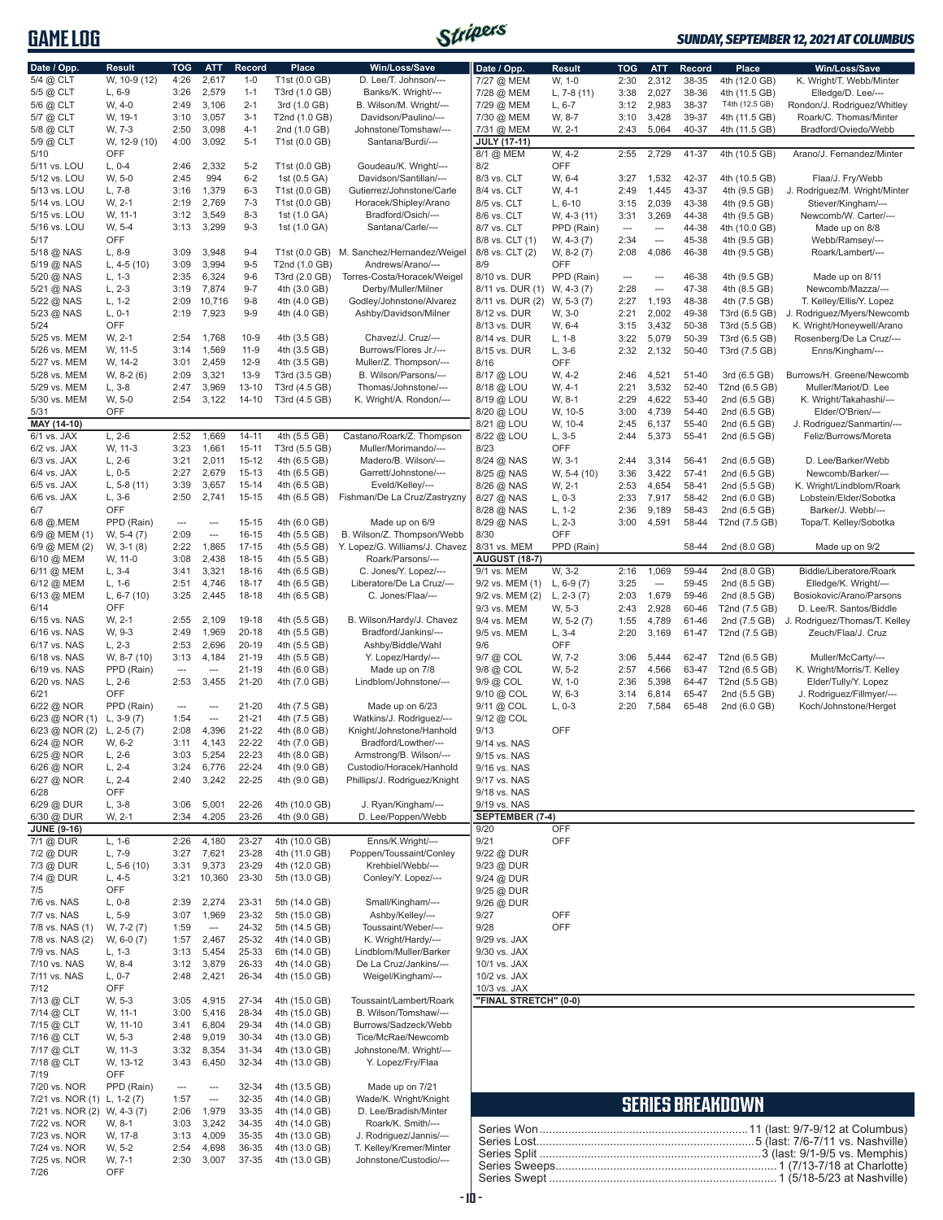## GAME LOG

| Date / Opp. | Result | TOG | ATT | Record | Place | Win/Loss/Save |
|---|---|---|---|---|---|---|
| 5/4 @ CLT | W, 10-9 (12) | 4:26 | 2,617 | 1-0 | T1st (0.0 GB) | D. Lee/T. Johnson/--- |
| 5/5 @ CLT | L, 6-9 | 3:26 | 2,579 | 1-1 | T3rd (1.0 GB) | Banks/K. Wright/--- |
| 5/6 @ CLT | W, 4-0 | 2:49 | 3,106 | 2-1 | 3rd (1.0 GB) | B. Wilson/M. Wright/--- |
| 5/7 @ CLT | W, 19-1 | 3:10 | 3,057 | 3-1 | T2nd (1.0 GB) | Davidson/Paulino/--- |
| 5/8 @ CLT | W, 7-3 | 2:50 | 3,098 | 4-1 | 2nd (1.0 GB) | Johnstone/Tomshaw/--- |
| 5/9 @ CLT | W, 12-9 (10) | 4:00 | 3,092 | 5-1 | T1st (0.0 GB) | Santana/Burdi/--- |
| 5/10 | OFF | | | | | |
| 5/11 vs. LOU | L, 0-4 | 2:46 | 2,332 | 5-2 | T1st (0.0 GB) | Goudeau/K. Wright/--- |
| 5/12 vs. LOU | W, 5-0 | 2:45 | 994 | 6-2 | 1st (0.5 GA) | Davidson/Santillan/--- |
| 5/13 vs. LOU | L, 7-8 | 3:16 | 1,379 | 6-3 | T1st (0.0 GB) | Gutierrez/Johnstone/Carle |
| 5/14 vs. LOU | W, 2-1 | 2:19 | 2,769 | 7-3 | T1st (0.0 GB) | Horacek/Shipley/Arano |
| 5/15 vs. LOU | W, 11-1 | 3:12 | 3,549 | 8-3 | 1st (1.0 GA) | Bradford/Osich/--- |
| 5/16 vs. LOU | W, 5-4 | 3:13 | 3,299 | 9-3 | 1st (1.0 GA) | Santana/Carle/--- |
| 5/17 | OFF | | | | | |
| 5/18 @ NAS | L, 8-9 | 3:09 | 3,948 | 9-4 | T1st (0.0 GB) | M. Sanchez/Hernandez/Weigel |
| 5/19 @ NAS | L, 4-5 (10) | 3:09 | 3,994 | 9-5 | T2nd (1.0 GB) | Andrews/Arano/--- |
| 5/20 @ NAS | L, 1-3 | 2:35 | 6,324 | 9-6 | T3rd (2.0 GB) | Torres-Costa/Horacek/Weigel |
| 5/21 @ NAS | L, 2-3 | 3:19 | 7,874 | 9-7 | 4th (3.0 GB) | Derby/Muller/Milner |
| 5/22 @ NAS | L, 1-2 | 2:09 | 10,716 | 9-8 | 4th (4.0 GB) | Godley/Johnstone/Alvarez |
| 5/23 @ NAS | L, 0-1 | 2:19 | 7,923 | 9-9 | 4th (4.0 GB) | Ashby/Davidson/Milner |
| 5/24 | OFF | | | | | |
| 5/25 vs. MEM | W, 2-1 | 2:54 | 1,768 | 10-9 | 4th (3.5 GB) | Chavez/J. Cruz/--- |
| 5/26 vs. MEM | W, 11-5 | 3:14 | 1,569 | 11-9 | 4th (3.5 GB) | Burrows/Flores Jr./--- |
| 5/27 vs. MEM | W, 14-2 | 3:01 | 2,459 | 12-9 | 4th (3.5 GB) | Muller/Z. Thompson/--- |
| 5/28 vs. MEM | W, 8-2 (6) | 2:09 | 3,321 | 13-9 | T3rd (3.5 GB) | B. Wilson/Parsons/--- |
| 5/29 vs. MEM | L, 3-8 | 2:47 | 3,969 | 13-10 | T3rd (4.5 GB) | Thomas/Johnstone/--- |
| 5/30 vs. MEM | W, 5-0 | 2:54 | 3,122 | 14-10 | T3rd (4.5 GB) | K. Wright/A. Rondon/--- |
| 5/31 | OFF | | | | | |
| **MAY (14-10)** | | | | | | |
| 6/1 vs. JAX | L, 2-6 | 2:52 | 1,669 | 14-11 | 4th (5.5 GB) | Castano/Roark/Z. Thompson |
| 6/2 vs. JAX | W, 11-3 | 3:23 | 1,661 | 15-11 | T3rd (5.5 GB) | Muller/Morimando/--- |
| 6/3 vs. JAX | L, 2-6 | 3:21 | 2,011 | 15-12 | 4th (6.5 GB) | Madero/B. Wilson/--- |
| 6/4 vs. JAX | L, 0-5 | 2:27 | 2,679 | 15-13 | 4th (6.5 GB) | Garrett/Johnstone/--- |
| 6/5 vs. JAX | L, 5-8 (11) | 3:39 | 3,657 | 15-14 | 4th (6.5 GB) | Eveld/Kelley/--- |
| 6/6 vs. JAX | L, 3-6 | 2:50 | 2,741 | 15-15 | 4th (6.5 GB) | Fishman/De La Cruz/Zastryzny |
| 6/7 | OFF | | | | | |
| 6/8 @ MEM | PPD (Rain) | --- | --- | 15-15 | 4th (6.0 GB) | Made up on 6/9 |
| 6/9 @ MEM (1) | W, 5-4 (7) | 2:09 | --- | 16-15 | 4th (5.5 GB) | B. Wilson/Z. Thompson/Webb |
| 6/9 @ MEM (2) | W, 3-1 (8) | 2:22 | 1,865 | 17-15 | 4th (5.5 GB) | Y. Lopez/G. Williams/J. Chavez |
| 6/10 @ MEM | W, 11-0 | 3:08 | 2,438 | 18-15 | 4th (5.5 GB) | Roark/Parsons/--- |
| 6/11 @ MEM | L, 3-4 | 3:41 | 3,321 | 18-16 | 4th (6.5 GB) | C. Jones/Y. Lopez/--- |
| 6/12 @ MEM | L, 1-6 | 2:51 | 4,746 | 18-17 | 4th (6.5 GB) | Liberatore/De La Cruz/--- |
| 6/13 @ MEM | L, 6-7 (10) | 3:25 | 2,445 | 18-18 | 4th (6.5 GB) | C. Jones/Flaa/--- |
| 6/14 | OFF | | | | | |
| 6/15 vs. NAS | W, 2-1 | 2:55 | 2,109 | 19-18 | 4th (5.5 GB) | B. Wilson/Hardy/J. Chavez |
| 6/16 vs. NAS | W, 9-3 | 2:49 | 1,969 | 20-18 | 4th (5.5 GB) | Bradford/Jankins/--- |
| 6/17 vs. NAS | L, 2-3 | 2:53 | 2,696 | 20-19 | 4th (5.5 GB) | Ashby/Biddle/Wahl |
| 6/18 vs. NAS | W, 8-7 (10) | 3:13 | 4,184 | 21-19 | 4th (5.5 GB) | Y. Lopez/Hardy/--- |
| 6/19 vs. NAS | PPD (Rain) | --- | --- | 21-19 | 4th (6.0 GB) | Made up on 7/8 |
| 6/20 vs. NAS | L, 2-6 | 2:53 | 3,455 | 21-20 | 4th (7.0 GB) | Lindblom/Johnstone/--- |
| 6/21 | OFF | | | | | |
| 6/22 @ NOR | PPD (Rain) | --- | --- | 21-20 | 4th (7.5 GB) | Made up on 6/23 |
| 6/23 @ NOR (1) | L, 3-9 (7) | 1:54 | --- | 21-21 | 4th (7.5 GB) | Watkins/J. Rodriguez/--- |
| 6/23 @ NOR (2) | L, 2-5 (7) | 2:08 | 4,396 | 21-22 | 4th (8.0 GB) | Knight/Johnstone/Hanhold |
| 6/24 @ NOR | W, 6-2 | 3:11 | 4,143 | 22-22 | 4th (7.0 GB) | Bradford/Lowther/--- |
| 6/25 @ NOR | L, 2-6 | 3:03 | 5,254 | 22-23 | 4th (8.0 GB) | Armstrong/B. Wilson/--- |
| 6/26 @ NOR | L, 2-4 | 3:24 | 6,776 | 22-24 | 4th (9.0 GB) | Custodio/Horacek/Hanhold |
| 6/27 @ NOR | L, 2-4 | 2:40 | 3,242 | 22-25 | 4th (9.0 GB) | Phillips/J. Rodriguez/Knight |
| 6/28 | OFF | | | | | |
| 6/29 @ DUR | L, 3-8 | 3:06 | 5,001 | 22-26 | 4th (10.0 GB) | J. Ryan/Kingham/--- |
| 6/30 @ DUR | W, 2-1 | 2:34 | 4,205 | 23-26 | 4th (9.0 GB) | D. Lee/Poppen/Webb |
| **JUNE (9-16)** | | | | | | |
| 7/1 @ DUR | L, 1-6 | 2:26 | 4,180 | 23-27 | 4th (10.0 GB) | Enns/K.Wright/--- |
| 7/2 @ DUR | L, 7-9 | 3:27 | 7,621 | 23-28 | 4th (11.0 GB) | Poppen/Toussaint/Conley |
| 7/3 @ DUR | L, 5-6 (10) | 3:31 | 9,373 | 23-29 | 4th (12.0 GB) | Krehbiel/Webb/--- |
| 7/4 @ DUR | L, 4-5 | 3:21 | 10,360 | 23-30 | 5th (13.0 GB) | Conley/Y. Lopez/--- |
| 7/5 | OFF | | | | | |
| 7/6 vs. NAS | L, 0-8 | 2:39 | 2,274 | 23-31 | 5th (14.0 GB) | Small/Kingham/--- |
| 7/7 vs. NAS | L, 5-9 | 3:07 | 1,969 | 23-32 | 5th (15.0 GB) | Ashby/Kelley/--- |
| 7/8 vs. NAS (1) | W, 7-2 (7) | 1:59 | --- | 24-32 | 5th (14.5 GB) | Toussaint/Weber/--- |
| 7/8 vs. NAS (2) | W, 6-0 (7) | 1:57 | 2,467 | 25-32 | 4th (14.0 GB) | K. Wright/Hardy/--- |
| 7/9 vs. NAS | L, 1-3 | 3:13 | 5,454 | 25-33 | 6th (14.0 GB) | Lindblom/Muller/Barker |
| 7/10 vs. NAS | W, 8-4 | 3:12 | 3,879 | 26-33 | 4th (14.0 GB) | De La Cruz/Jankins/--- |
| 7/11 vs. NAS | L, 0-7 | 2:48 | 2,421 | 26-34 | 4th (15.0 GB) | Weigel/Kingham/--- |
| 7/12 | OFF | | | | | |
| 7/13 @ CLT | W, 5-3 | 3:05 | 4,915 | 27-34 | 4th (15.0 GB) | Toussaint/Lambert/Roark |
| 7/14 @ CLT | W, 11-1 | 3:00 | 5,416 | 28-34 | 4th (15.0 GB) | B. Wilson/Tomshaw/--- |
| 7/15 @ CLT | W, 11-10 | 3:41 | 6,804 | 29-34 | 4th (14.0 GB) | Burrows/Sadzeck/Webb |
| 7/16 @ CLT | W, 5-3 | 2:48 | 9,019 | 30-34 | 4th (13.0 GB) | Tice/McRae/Newcomb |
| 7/17 @ CLT | W, 11-3 | 3:32 | 8,354 | 31-34 | 4th (13.0 GB) | Johnstone/M. Wright/--- |
| 7/18 @ CLT | W, 13-12 | 3:43 | 6,450 | 32-34 | 4th (13.0 GB) | Y. Lopez/Fry/Flaa |
| 7/19 | OFF | | | | | |
| 7/20 vs. NOR | PPD (Rain) | --- | --- | 32-34 | 4th (13.5 GB) | Made up on 7/21 |
| 7/21 vs. NOR (1) | L, 1-2 (7) | 1:57 | --- | 32-35 | 4th (14.0 GB) | Wade/K. Wright/Knight |
| 7/21 vs. NOR (2) | W, 4-3 (7) | 2:06 | 1,979 | 33-35 | 4th (14.0 GB) | D. Lee/Bradish/Minter |
| 7/22 vs. NOR | W, 8-1 | 3:03 | 3,242 | 34-35 | 4th (14.0 GB) | Roark/K. Smith/--- |
| 7/23 vs. NOR | W, 17-8 | 3:13 | 4,009 | 35-35 | 4th (13.0 GB) | J. Rodriguez/Jannis/--- |
| 7/24 vs. NOR | W, 5-2 | 2:54 | 4,698 | 36-35 | 4th (13.0 GB) | T. Kelley/Kremer/Minter |
| 7/25 vs. NOR | W, 7-1 | 2:30 | 3,007 | 37-35 | 4th (13.0 GB) | Johnstone/Custodio/--- |
| 7/26 | OFF | | | | | |
| 7/27 @ MEM | W, 1-0 | 2:30 | 2,312 | 38-35 | 4th (12.0 GB) | K. Wright/T. Webb/Minter |
| 7/28 @ MEM | L, 7-8 (11) | 3:38 | 2,027 | 38-36 | 4th (11.5 GB) | Elledge/D. Lee/--- |
| 7/29 @ MEM | L, 6-7 | 3:12 | 2,983 | 38-37 | T4th (12.5 GB) | Rondon/J. Rodriguez/Whitley |
| 7/30 @ MEM | W, 8-7 | 3:10 | 3,428 | 39-37 | 4th (11.5 GB) | Roark/C. Thomas/Minter |
| 7/31 @ MEM | W, 2-1 | 2:43 | 5,064 | 40-37 | 4th (11.5 GB) | Bradford/Oviedo/Webb |
| **JULY (17-11)** | | | | | | |
| 8/1 @ MEM | W, 4-2 | 2:55 | 2,729 | 41-37 | 4th (10.5 GB) | Arano/J. Fernandez/Minter |
| 8/2 | OFF | | | | | |
| 8/3 vs. CLT | W, 6-4 | 3:27 | 1,532 | 42-37 | 4th (10.5 GB) | Flaa/J. Fry/Webb |
| 8/4 vs. CLT | W, 4-1 | 2:49 | 1,445 | 43-37 | 4th (9.5 GB) | J. Rodriguez/M. Wright/Minter |
| 8/5 vs. CLT | L, 6-10 | 3:15 | 2,039 | 43-38 | 4th (9.5 GB) | Stiever/Kingham/--- |
| 8/6 vs. CLT | W, 4-3 (11) | 3:31 | 3,269 | 44-38 | 4th (9.5 GB) | Newcomb/W. Carter/--- |
| 8/7 vs. CLT | PPD (Rain) | --- | --- | 44-38 | 4th (10.0 GB) | Made up on 8/8 |
| 8/8 vs. CLT (1) | W, 4-3 (7) | 2:34 | --- | 45-38 | 4th (9.5 GB) | Webb/Ramsey/--- |
| 8/8 vs. CLT (2) | W, 8-2 (7) | 2:08 | 4,086 | 46-38 | 4th (9.5 GB) | Roark/Lambert/--- |
| 8/9 | OFF | | | | | |
| 8/10 vs. DUR | PPD (Rain) | --- | --- | 46-38 | 4th (9.5 GB) | Made up on 8/11 |
| 8/11 vs. DUR (1) | W, 4-3 (7) | 2:28 | --- | 47-38 | 4th (8.5 GB) | Newcomb/Mazza/--- |
| 8/11 vs. DUR (2) | W, 5-3 (7) | 2:27 | 1,193 | 48-38 | 4th (7.5 GB) | T. Kelley/Ellis/Y. Lopez |
| 8/12 vs. DUR | W, 3-0 | 2:21 | 2,002 | 49-38 | T3rd (6.5 GB) | J. Rodriguez/Myers/Newcomb |
| 8/13 vs. DUR | W, 6-4 | 3:15 | 3,432 | 50-38 | T3rd (5.5 GB) | K. Wright/Honeywell/Arano |
| 8/14 vs. DUR | L, 1-8 | 3:22 | 5,079 | 50-39 | T3rd (6.5 GB) | Rosenberg/De La Cruz/--- |
| 8/15 vs. DUR | L, 3-6 | 2:32 | 2,132 | 50-40 | T3rd (7.5 GB) | Enns/Kingham/--- |
| 8/16 | OFF | | | | | |
| 8/17 @ LOU | W, 4-2 | 2:46 | 4,521 | 51-40 | 3rd (6.5 GB) | Burrows/H. Greene/Newcomb |
| 8/18 @ LOU | W, 4-1 | 2:21 | 3,532 | 52-40 | T2nd (6.5 GB) | Muller/Mariot/D. Lee |
| 8/19 @ LOU | W, 8-1 | 2:29 | 4,622 | 53-40 | 2nd (6.5 GB) | K. Wright/Takahashi/--- |
| 8/20 @ LOU | W, 10-5 | 3:00 | 4,739 | 54-40 | 2nd (6.5 GB) | Elder/O'Brien/--- |
| 8/21 @ LOU | W, 10-4 | 2:45 | 6,137 | 55-40 | 2nd (6.5 GB) | J. Rodriguez/Sanmartin/--- |
| 8/22 @ LOU | L, 3-5 | 2:44 | 5,373 | 55-41 | 2nd (6.5 GB) | Feliz/Burrows/Moreta |
| 8/23 | OFF | | | | | |
| 8/24 @ NAS | W, 3-1 | 2:44 | 3,314 | 56-41 | 2nd (6.5 GB) | D. Lee/Barker/Webb |
| 8/25 @ NAS | W, 5-4 (10) | 3:36 | 3,422 | 57-41 | 2nd (6.5 GB) | Newcomb/Barker/--- |
| 8/26 @ NAS | W, 2-1 | 2:53 | 4,654 | 58-41 | 2nd (5.5 GB) | K. Wright/Lindblom/Roark |
| 8/27 @ NAS | L, 0-3 | 2:33 | 7,917 | 58-42 | 2nd (6.0 GB) | Lobstein/Elder/Sobotka |
| 8/28 @ NAS | L, 1-2 | 2:36 | 9,189 | 58-43 | 2nd (6.5 GB) | Barker/J. Webb/--- |
| 8/29 @ NAS | L, 2-3 | 3:00 | 4,591 | 58-44 | T2nd (7.5 GB) | Topa/T. Kelley/Sobotka |
| 8/30 | OFF | | | | | |
| 8/31 vs. MEM | PPD (Rain) | | | 58-44 | 2nd (8.0 GB) | Made up on 9/2 |
| **AUGUST (18-7)** | | | | | | |
| 9/1 vs. MEM | W, 3-2 | 2:16 | 1,069 | 59-44 | 2nd (8.0 GB) | Biddle/Liberatore/Roark |
| 9/2 vs. MEM (1) | L, 6-9 (7) | 3:25 | --- | 59-45 | 2nd (8.5 GB) | Elledge/K. Wright/--- |
| 9/2 vs. MEM (2) | L, 2-3 (7) | 2:03 | 1,679 | 59-46 | 2nd (8.5 GB) | Bosiokovic/Arano/Parsons |
| 9/3 vs. MEM | W, 5-3 | 2:43 | 2,928 | 60-46 | T2nd (7.5 GB) | D. Lee/R. Santos/Biddle |
| 9/4 vs. MEM | W, 5-2 (7) | 1:55 | 4,789 | 61-46 | 2nd (7.5 GB) | J. Rodriguez/Thomas/T. Kelley |
| 9/5 vs. MEM | L, 3-4 | 2:20 | 3,169 | 61-47 | T2nd (7.5 GB) | Zeuch/Flaa/J. Cruz |
| 9/6 | OFF | | | | | |
| 9/7 @ COL | W, 7-2 | 3:06 | 5,444 | 62-47 | T2nd (6.5 GB) | Muller/McCarty/--- |
| 9/8 @ COL | W, 5-2 | 2:57 | 4,566 | 63-47 | T2nd (6.5 GB) | K. Wright/Morris/T. Kelley |
| 9/9 @ COL | W, 1-0 | 2:36 | 5,398 | 64-47 | T2nd (5.5 GB) | Elder/Tully/Y. Lopez |
| 9/10 @ COL | W, 6-3 | 3:14 | 6,814 | 65-47 | 2nd (5.5 GB) | J. Rodriguez/Fillmyer/--- |
| 9/11 @ COL | L, 0-3 | 2:20 | 7,584 | 65-48 | 2nd (6.0 GB) | Koch/Johnstone/Herget |
| 9/12 @ COL | | | | | | |
| 9/13 | OFF | | | | | |
| 9/14 vs. NAS | | | | | | |
| 9/15 vs. NAS | | | | | | |
| 9/16 vs. NAS | | | | | | |
| 9/17 vs. NAS | | | | | | |
| 9/18 vs. NAS | | | | | | |
| 9/19 vs. NAS | | | | | | |
| **SEPTEMBER (7-4)** | | | | | | |
| 9/20 | OFF | | | | | |
| 9/21 | OFF | | | | | |
| 9/22 @ DUR | | | | | | |
| 9/23 @ DUR | | | | | | |
| 9/24 @ DUR | | | | | | |
| 9/25 @ DUR | | | | | | |
| 9/26 @ DUR | | | | | | |
| 9/27 | OFF | | | | | |
| 9/28 | OFF | | | | | |
| 9/29 vs. JAX | | | | | | |
| 9/30 vs. JAX | | | | | | |
| 10/1 vs. JAX | | | | | | |
| 10/2 vs. JAX | | | | | | |
| 10/3 vs. JAX | | | | | | |
| **"FINAL STRETCH" (0-0)** | | | | | | |

## SERIES BREAKDOWN

Series Won ................ 11 (last: 9/7-9/12 at Columbus)
Series Lost ................ 5 (last: 7/6-7/11 vs. Nashville)
Series Split ................ 3 (last: 9/1-9/5 vs. Memphis)
Series Sweeps ................ 1 (7/13-7/18 at Charlotte)
Series Swept ................ 1 (5/18-5/23 at Nashville)